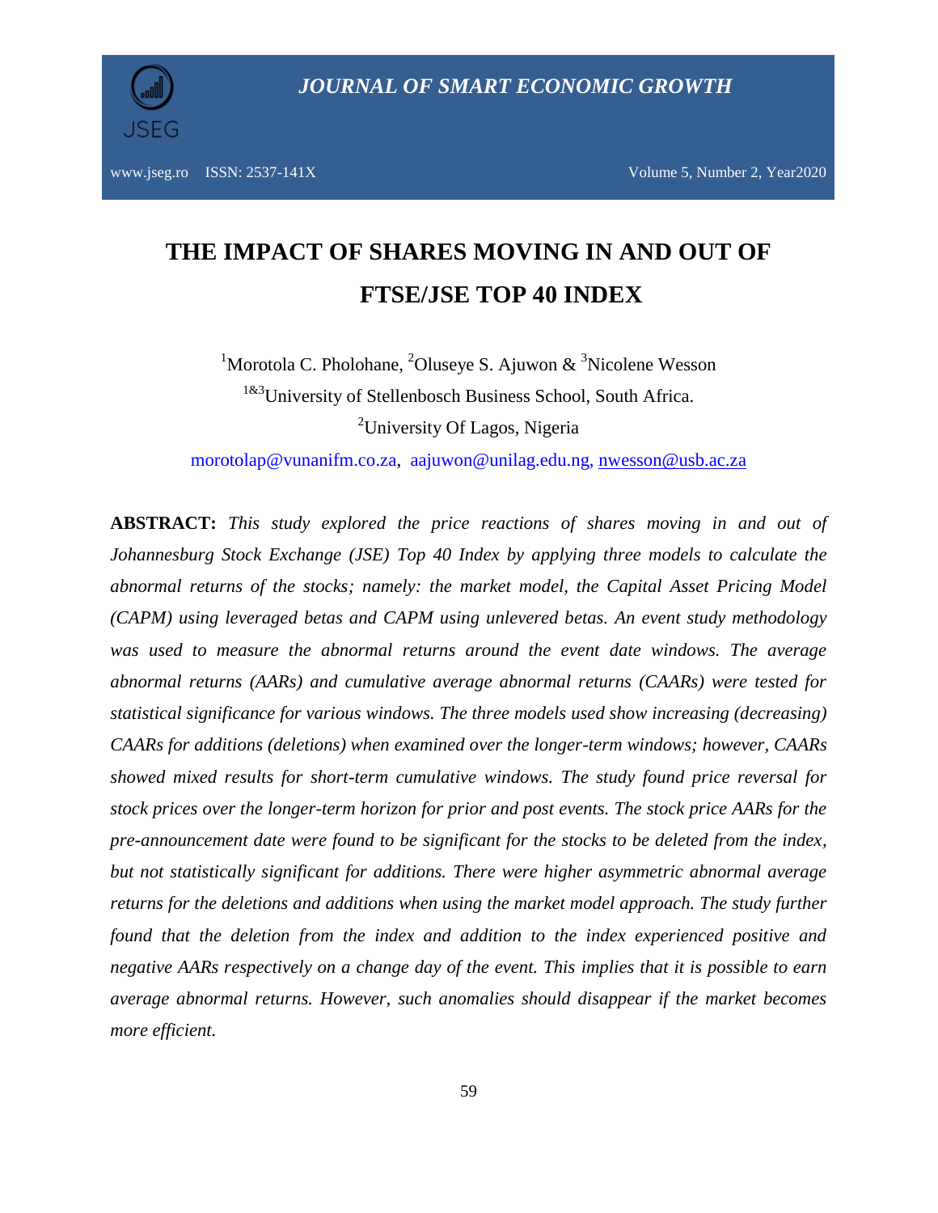# THE IMPACT OF SHARES MOVING IN AND OUT OF FTSE/JSE TOP 40 INDEX

[1]Morotola C. Pholohane, [2]Oluseye S. Ajuwon & [3]Nicolene Wesson

[1&3]University of Stellenbosch Business School, South Africa.

[2]University Of Lagos, Nigeria

morotolap@vunanifm.co.za, aajuwon@unilag.edu.ng, nwesson@usb.ac.za

**ABSTRACT:** *This study explored the price reactions of shares moving in and out of Johannesburg Stock Exchange (JSE) Top 40 Index by applying three models to calculate the abnormal returns of the stocks; namely: the market model, the Capital Asset Pricing Model (CAPM) using leveraged betas and CAPM using unlevered betas. An event study methodology was used to measure the abnormal returns around the event date windows. The average abnormal returns (AARs) and cumulative average abnormal returns (CAARs) were tested for statistical significance for various windows. The three models used show increasing (decreasing) CAARs for additions (deletions) when examined over the longer-term windows; however, CAARs showed mixed results for short-term cumulative windows. The study found price reversal for stock prices over the longer-term horizon for prior and post events. The stock price AARs for the pre-announcement date were found to be significant for the stocks to be deleted from the index, but not statistically significant for additions. There were higher asymmetric abnormal average returns for the deletions and additions when using the market model approach. The study further found that the deletion from the index and addition to the index experienced positive and negative AARs respectively on a change day of the event. This implies that it is possible to earn average abnormal returns. However, such anomalies should disappear if the market becomes more efficient.*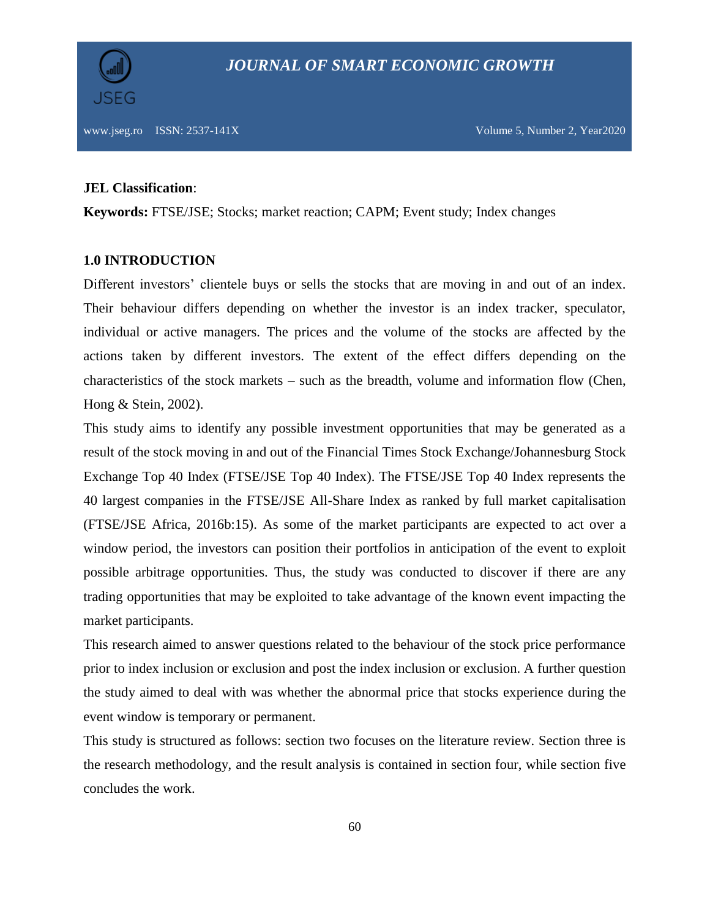**JEL Classification**:

**Keywords:** FTSE/JSE; Stocks; market reaction; CAPM; Event study; Index changes

## 1.0 INTRODUCTION

Different investors' clientele buys or sells the stocks that are moving in and out of an index. Their behaviour differs depending on whether the investor is an index tracker, speculator, individual or active managers. The prices and the volume of the stocks are affected by the actions taken by different investors. The extent of the effect differs depending on the characteristics of the stock markets – such as the breadth, volume and information flow (Chen, Hong & Stein, 2002).

This study aims to identify any possible investment opportunities that may be generated as a result of the stock moving in and out of the Financial Times Stock Exchange/Johannesburg Stock Exchange Top 40 Index (FTSE/JSE Top 40 Index). The FTSE/JSE Top 40 Index represents the 40 largest companies in the FTSE/JSE All-Share Index as ranked by full market capitalisation (FTSE/JSE Africa, 2016b:15). As some of the market participants are expected to act over a window period, the investors can position their portfolios in anticipation of the event to exploit possible arbitrage opportunities. Thus, the study was conducted to discover if there are any trading opportunities that may be exploited to take advantage of the known event impacting the market participants.

This research aimed to answer questions related to the behaviour of the stock price performance prior to index inclusion or exclusion and post the index inclusion or exclusion. A further question the study aimed to deal with was whether the abnormal price that stocks experience during the event window is temporary or permanent.

This study is structured as follows: section two focuses on the literature review. Section three is the research methodology, and the result analysis is contained in section four, while section five concludes the work.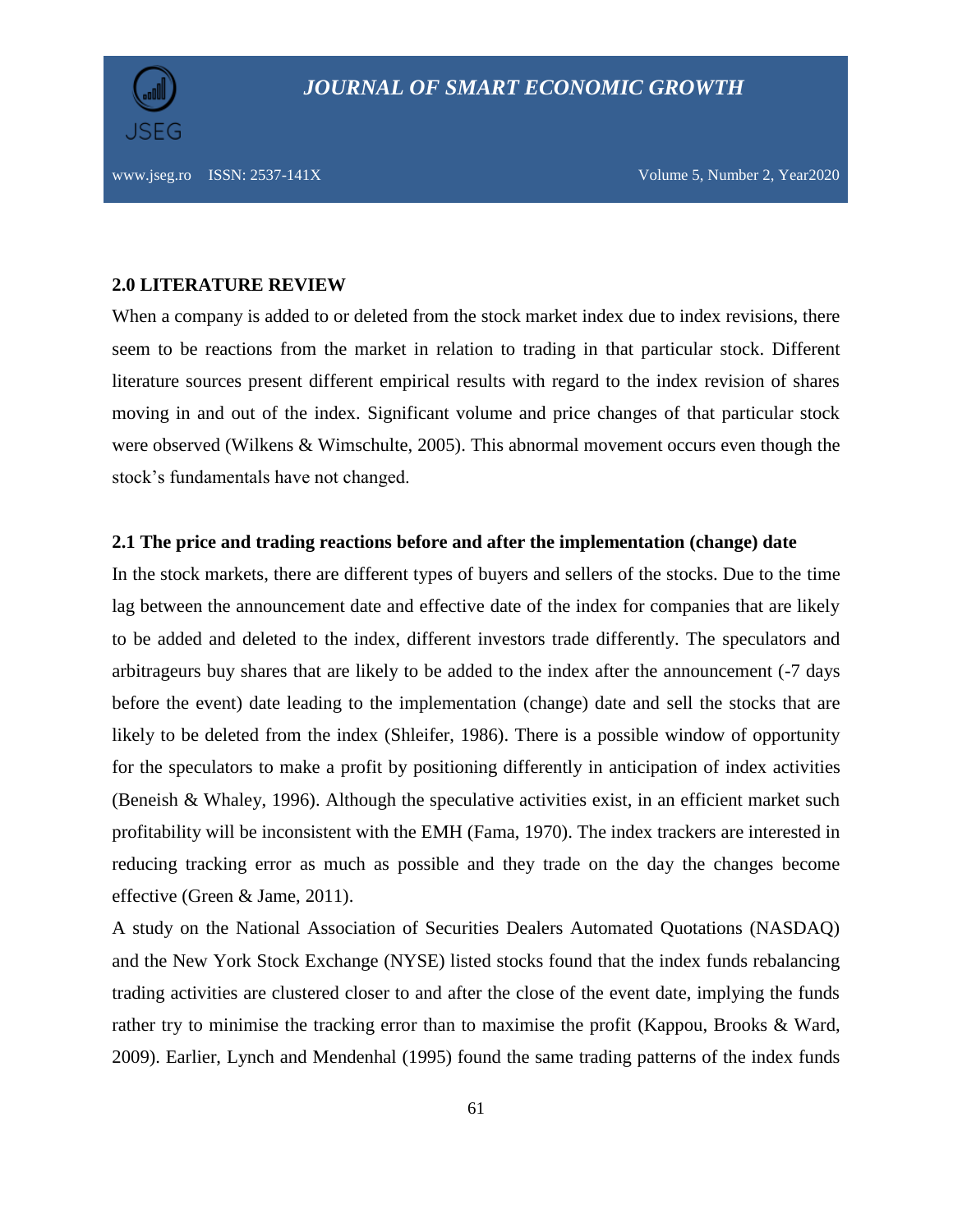## 2.0 LITERATURE REVIEW

When a company is added to or deleted from the stock market index due to index revisions, there seem to be reactions from the market in relation to trading in that particular stock. Different literature sources present different empirical results with regard to the index revision of shares moving in and out of the index. Significant volume and price changes of that particular stock were observed (Wilkens & Wimschulte, 2005). This abnormal movement occurs even though the stock's fundamentals have not changed.

### 2.1 The price and trading reactions before and after the implementation (change) date

In the stock markets, there are different types of buyers and sellers of the stocks. Due to the time lag between the announcement date and effective date of the index for companies that are likely to be added and deleted to the index, different investors trade differently. The speculators and arbitrageurs buy shares that are likely to be added to the index after the announcement (-7 days before the event) date leading to the implementation (change) date and sell the stocks that are likely to be deleted from the index (Shleifer, 1986). There is a possible window of opportunity for the speculators to make a profit by positioning differently in anticipation of index activities (Beneish & Whaley, 1996). Although the speculative activities exist, in an efficient market such profitability will be inconsistent with the EMH (Fama, 1970). The index trackers are interested in reducing tracking error as much as possible and they trade on the day the changes become effective (Green & Jame, 2011).

A study on the National Association of Securities Dealers Automated Quotations (NASDAQ) and the New York Stock Exchange (NYSE) listed stocks found that the index funds rebalancing trading activities are clustered closer to and after the close of the event date, implying the funds rather try to minimise the tracking error than to maximise the profit (Kappou, Brooks & Ward, 2009). Earlier, Lynch and Mendenhal (1995) found the same trading patterns of the index funds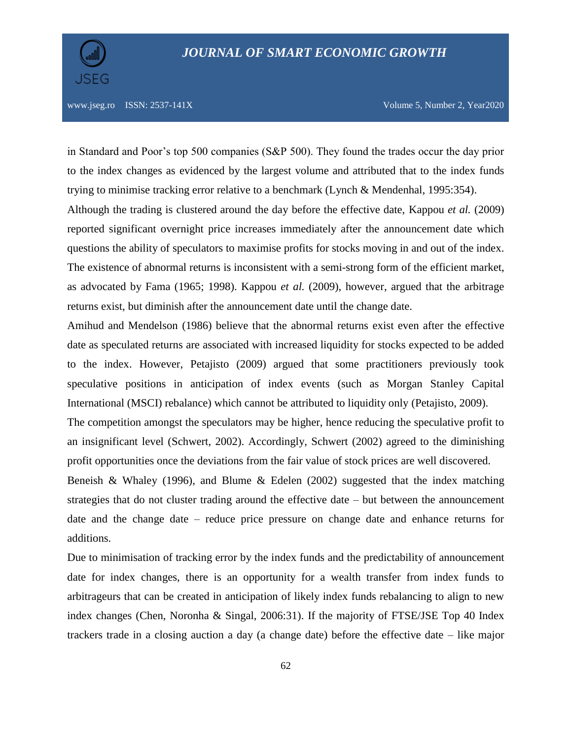in Standard and Poor's top 500 companies (S&P 500). They found the trades occur the day prior to the index changes as evidenced by the largest volume and attributed that to the index funds trying to minimise tracking error relative to a benchmark (Lynch & Mendenhal, 1995:354).

Although the trading is clustered around the day before the effective date, Kappou *et al.* (2009) reported significant overnight price increases immediately after the announcement date which questions the ability of speculators to maximise profits for stocks moving in and out of the index. The existence of abnormal returns is inconsistent with a semi-strong form of the efficient market, as advocated by Fama (1965; 1998). Kappou *et al.* (2009), however, argued that the arbitrage returns exist, but diminish after the announcement date until the change date.

Amihud and Mendelson (1986) believe that the abnormal returns exist even after the effective date as speculated returns are associated with increased liquidity for stocks expected to be added to the index. However, Petajisto (2009) argued that some practitioners previously took speculative positions in anticipation of index events (such as Morgan Stanley Capital International (MSCI) rebalance) which cannot be attributed to liquidity only (Petajisto, 2009).

The competition amongst the speculators may be higher, hence reducing the speculative profit to an insignificant level (Schwert, 2002). Accordingly, Schwert (2002) agreed to the diminishing profit opportunities once the deviations from the fair value of stock prices are well discovered.

Beneish & Whaley (1996), and Blume & Edelen (2002) suggested that the index matching strategies that do not cluster trading around the effective date – but between the announcement date and the change date – reduce price pressure on change date and enhance returns for additions.

Due to minimisation of tracking error by the index funds and the predictability of announcement date for index changes, there is an opportunity for a wealth transfer from index funds to arbitrageurs that can be created in anticipation of likely index funds rebalancing to align to new index changes (Chen, Noronha & Singal, 2006:31). If the majority of FTSE/JSE Top 40 Index trackers trade in a closing auction a day (a change date) before the effective date – like major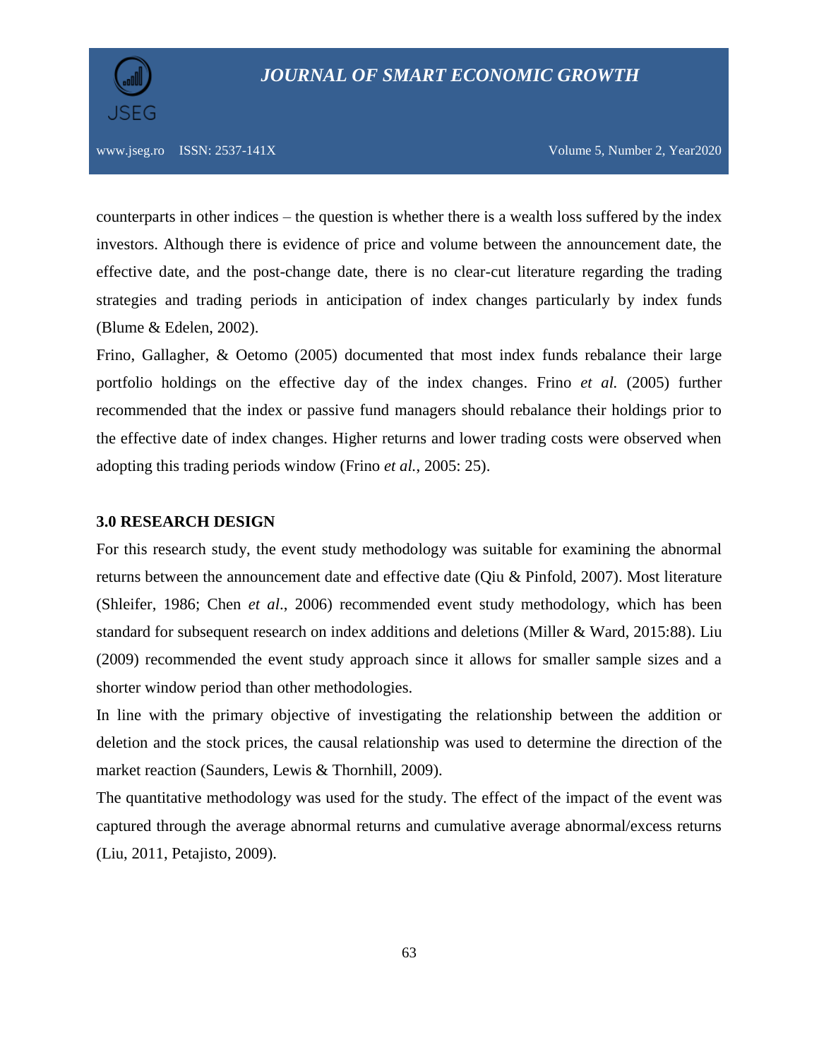counterparts in other indices – the question is whether there is a wealth loss suffered by the index investors. Although there is evidence of price and volume between the announcement date, the effective date, and the post-change date, there is no clear-cut literature regarding the trading strategies and trading periods in anticipation of index changes particularly by index funds (Blume & Edelen, 2002).

Frino, Gallagher, & Oetomo (2005) documented that most index funds rebalance their large portfolio holdings on the effective day of the index changes. Frino *et al.* (2005) further recommended that the index or passive fund managers should rebalance their holdings prior to the effective date of index changes. Higher returns and lower trading costs were observed when adopting this trading periods window (Frino *et al.*, 2005: 25).

## 3.0 RESEARCH DESIGN

For this research study, the event study methodology was suitable for examining the abnormal returns between the announcement date and effective date (Qiu & Pinfold, 2007). Most literature (Shleifer, 1986; Chen *et al*., 2006) recommended event study methodology, which has been standard for subsequent research on index additions and deletions (Miller & Ward, 2015:88). Liu (2009) recommended the event study approach since it allows for smaller sample sizes and a shorter window period than other methodologies.

In line with the primary objective of investigating the relationship between the addition or deletion and the stock prices, the causal relationship was used to determine the direction of the market reaction (Saunders, Lewis & Thornhill, 2009).

The quantitative methodology was used for the study. The effect of the impact of the event was captured through the average abnormal returns and cumulative average abnormal/excess returns (Liu, 2011, Petajisto, 2009).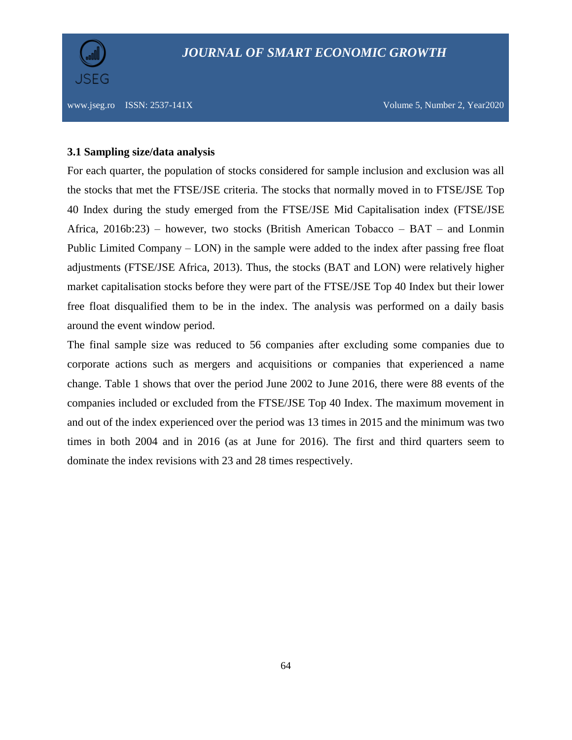### 3.1 Sampling size/data analysis

For each quarter, the population of stocks considered for sample inclusion and exclusion was all the stocks that met the FTSE/JSE criteria. The stocks that normally moved in to FTSE/JSE Top 40 Index during the study emerged from the FTSE/JSE Mid Capitalisation index (FTSE/JSE Africa, 2016b:23) – however, two stocks (British American Tobacco – BAT – and Lonmin Public Limited Company – LON) in the sample were added to the index after passing free float adjustments (FTSE/JSE Africa, 2013). Thus, the stocks (BAT and LON) were relatively higher market capitalisation stocks before they were part of the FTSE/JSE Top 40 Index but their lower free float disqualified them to be in the index. The analysis was performed on a daily basis around the event window period.

The final sample size was reduced to 56 companies after excluding some companies due to corporate actions such as mergers and acquisitions or companies that experienced a name change. Table 1 shows that over the period June 2002 to June 2016, there were 88 events of the companies included or excluded from the FTSE/JSE Top 40 Index. The maximum movement in and out of the index experienced over the period was 13 times in 2015 and the minimum was two times in both 2004 and in 2016 (as at June for 2016). The first and third quarters seem to dominate the index revisions with 23 and 28 times respectively.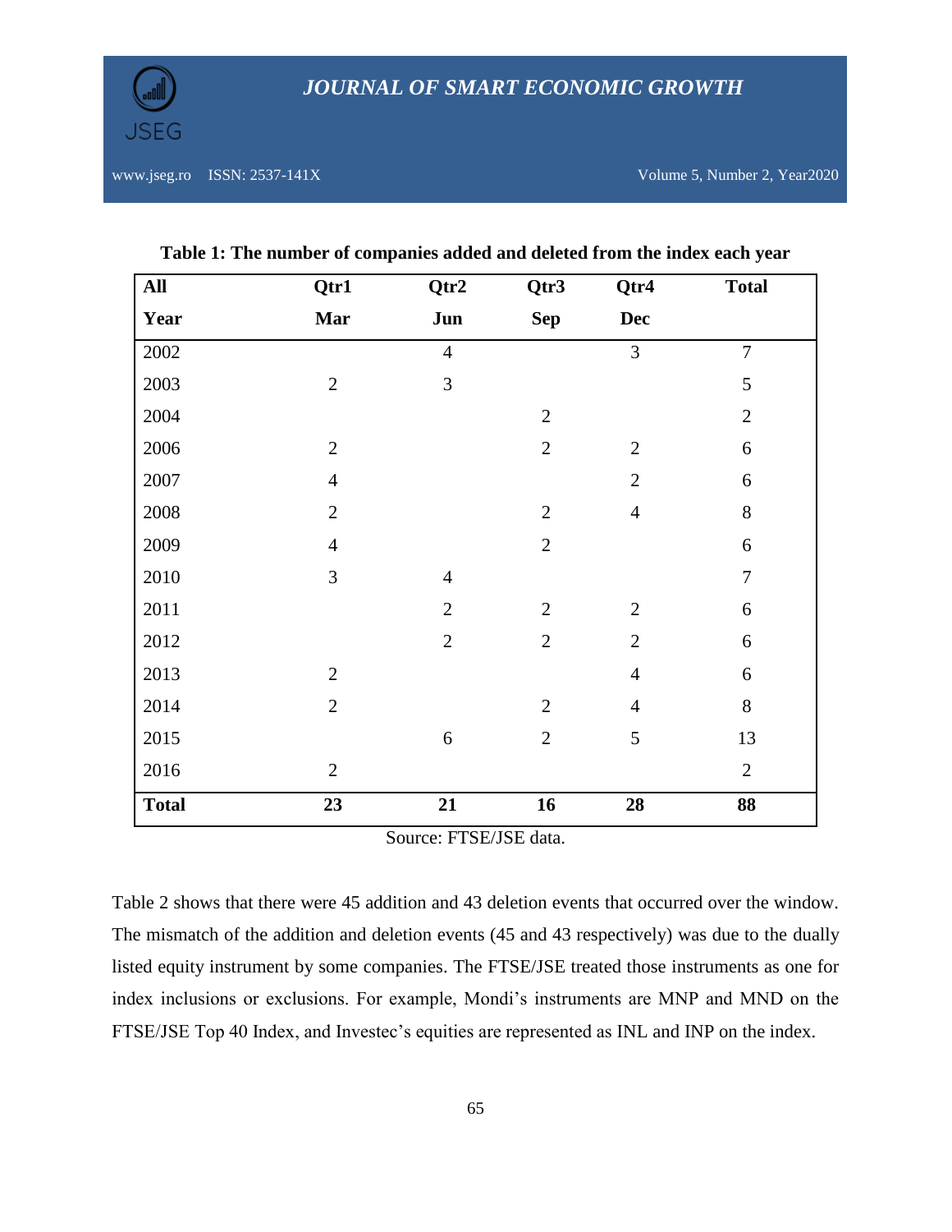**Table 1: The number of companies added and deleted from the index each year**

| All<br>Year | Qtr1<br>Mar | Qtr2<br>Jun | Qtr3<br>Sep | Qtr4<br>Dec | Total |
|---|---|---|---|---|---|
| 2002 | | 4 | | 3 | 7 |
| 2003 | 2 | 3 | | | 5 |
| 2004 | | | 2 | | 2 |
| 2006 | 2 | | 2 | 2 | 6 |
| 2007 | 4 | | | 2 | 6 |
| 2008 | 2 | | 2 | 4 | 8 |
| 2009 | 4 | | 2 | | 6 |
| 2010 | 3 | 4 | | | 7 |
| 2011 | | 2 | 2 | 2 | 6 |
| 2012 | | 2 | 2 | 2 | 6 |
| 2013 | 2 | | | 4 | 6 |
| 2014 | 2 | | 2 | 4 | 8 |
| 2015 | | 6 | 2 | 5 | 13 |
| 2016 | 2 | | | | 2 |
| **Total** | **23** | **21** | **16** | **28** | **88** |

Source: FTSE/JSE data.

Table 2 shows that there were 45 addition and 43 deletion events that occurred over the window. The mismatch of the addition and deletion events (45 and 43 respectively) was due to the dually listed equity instrument by some companies. The FTSE/JSE treated those instruments as one for index inclusions or exclusions. For example, Mondi's instruments are MNP and MND on the FTSE/JSE Top 40 Index, and Investec's equities are represented as INL and INP on the index.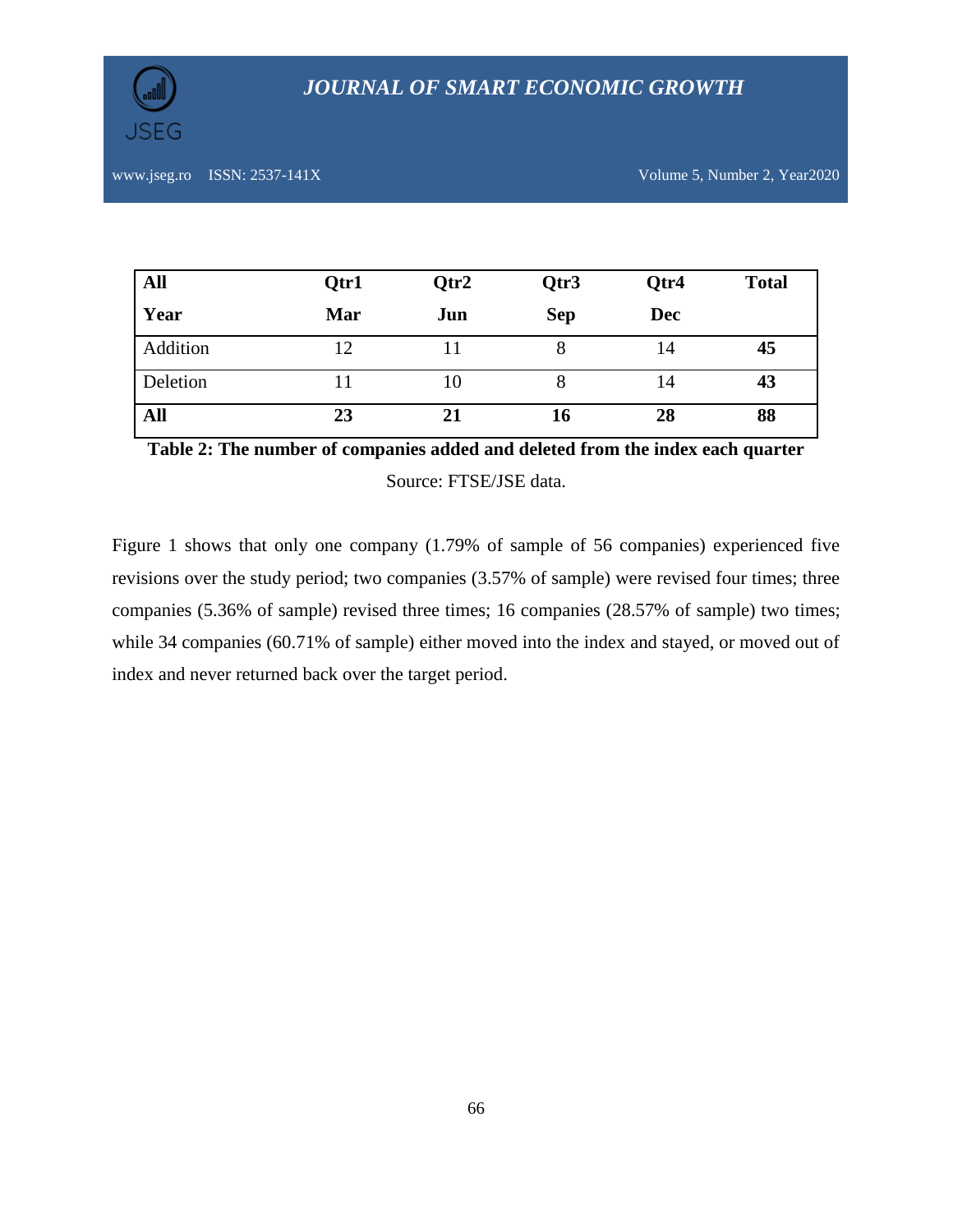| All<br>Year | Qtr1<br>Mar | Qtr2<br>Jun | Qtr3<br>Sep | Qtr4<br>Dec | Total |
|---|---|---|---|---|---|
| Addition | 12 | 11 | 8 | 14 | **45** |
| Deletion | 11 | 10 | 8 | 14 | **43** |
| **All** | **23** | **21** | **16** | **28** | **88** |

**Table 2: The number of companies added and deleted from the index each quarter**

Source: FTSE/JSE data.

Figure 1 shows that only one company (1.79% of sample of 56 companies) experienced five revisions over the study period; two companies (3.57% of sample) were revised four times; three companies (5.36% of sample) revised three times; 16 companies (28.57% of sample) two times; while 34 companies (60.71% of sample) either moved into the index and stayed, or moved out of index and never returned back over the target period.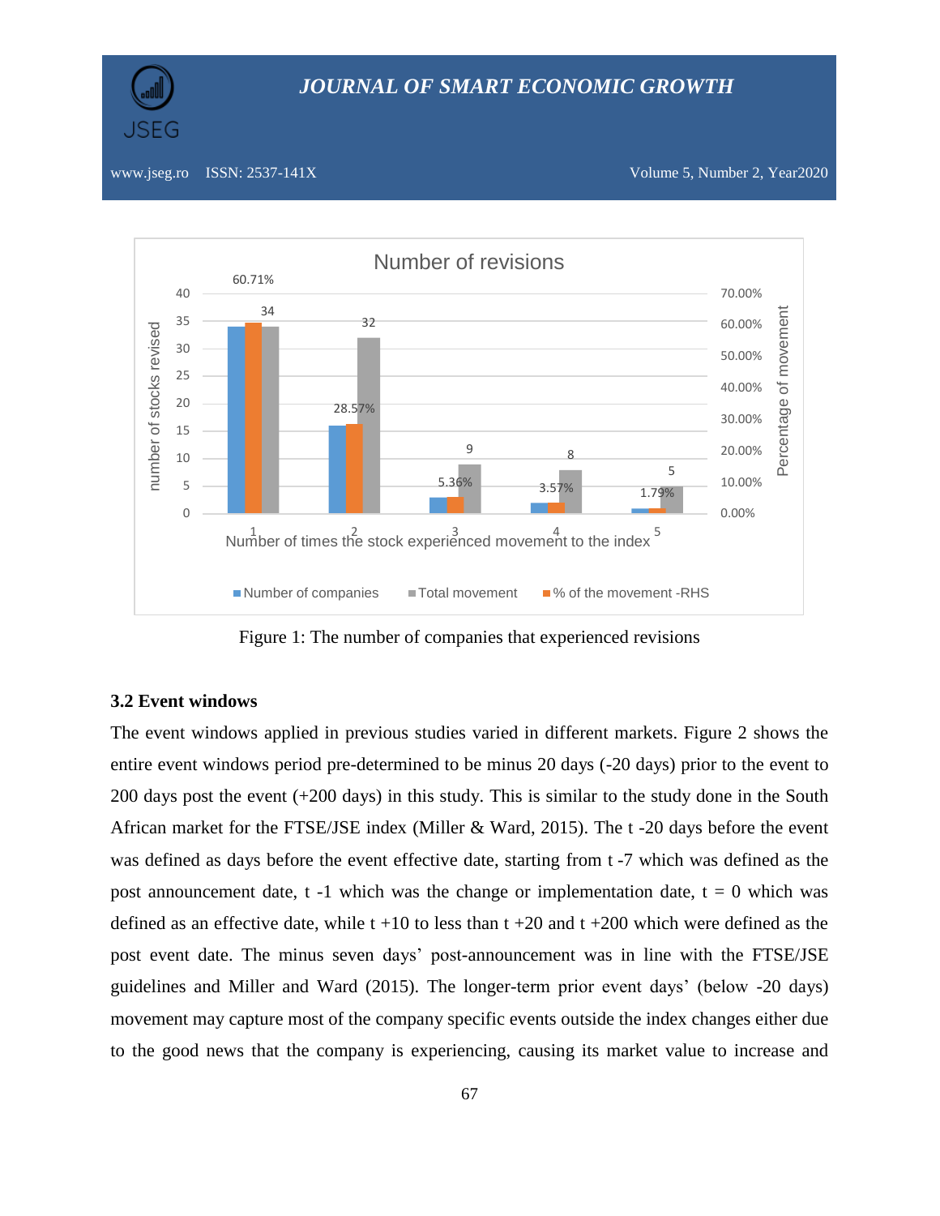Figure 1: The number of companies that experienced revisions

### 3.2 Event windows

The event windows applied in previous studies varied in different markets. Figure 2 shows the entire event windows period pre-determined to be minus 20 days (-20 days) prior to the event to 200 days post the event (+200 days) in this study. This is similar to the study done in the South African market for the FTSE/JSE index (Miller & Ward, 2015). The t -20 days before the event was defined as days before the event effective date, starting from t -7 which was defined as the post announcement date, t -1 which was the change or implementation date, t = 0 which was defined as an effective date, while t +10 to less than t +20 and t +200 which were defined as the post event date. The minus seven days' post-announcement was in line with the FTSE/JSE guidelines and Miller and Ward (2015). The longer-term prior event days' (below -20 days) movement may capture most of the company specific events outside the index changes either due to the good news that the company is experiencing, causing its market value to increase and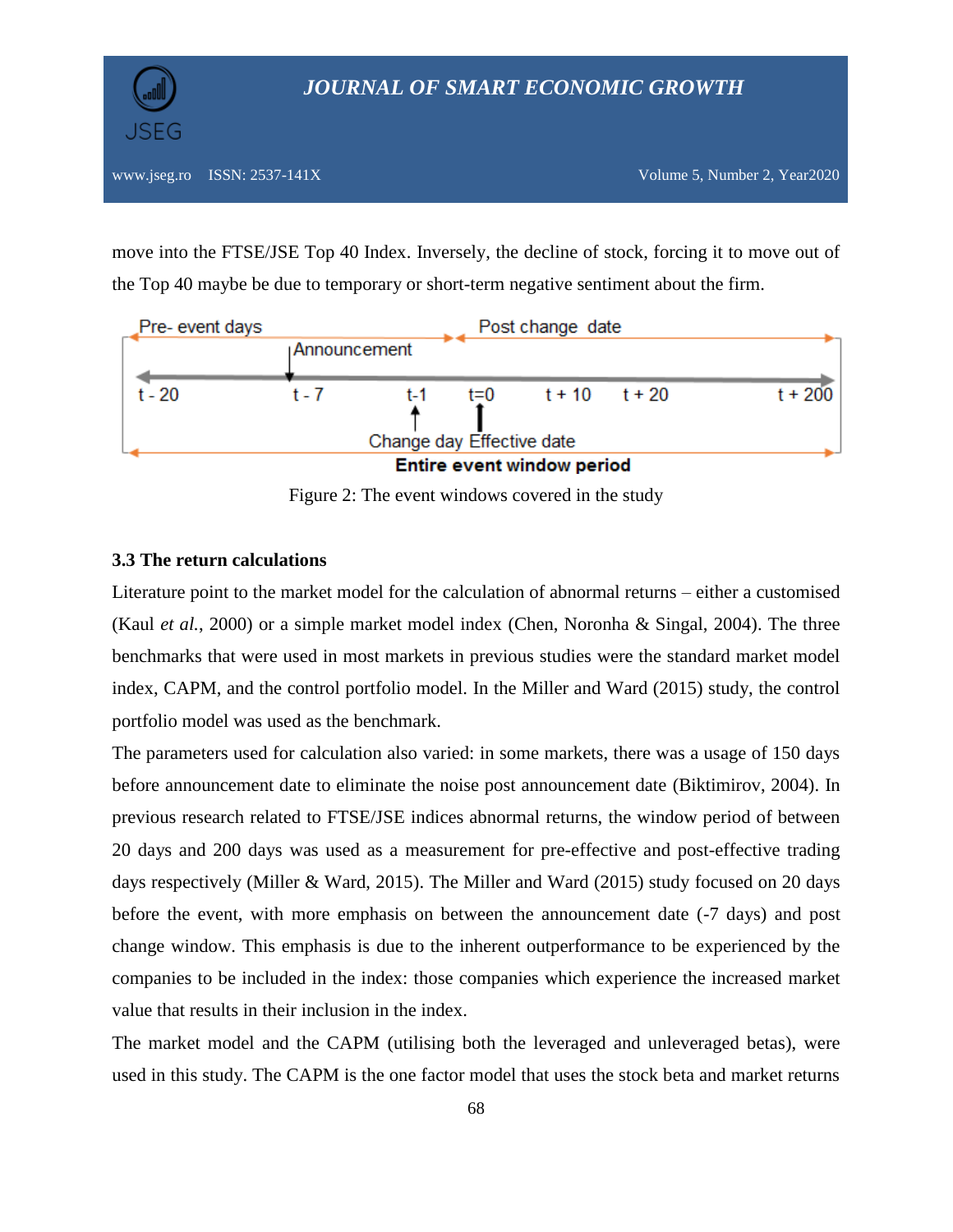move into the FTSE/JSE Top 40 Index. Inversely, the decline of stock, forcing it to move out of the Top 40 maybe be due to temporary or short-term negative sentiment about the firm.

Figure 2: The event windows covered in the study

### 3.3 The return calculations

Literature point to the market model for the calculation of abnormal returns – either a customised (Kaul *et al.*, 2000) or a simple market model index (Chen, Noronha & Singal, 2004). The three benchmarks that were used in most markets in previous studies were the standard market model index, CAPM, and the control portfolio model. In the Miller and Ward (2015) study, the control portfolio model was used as the benchmark.

The parameters used for calculation also varied: in some markets, there was a usage of 150 days before announcement date to eliminate the noise post announcement date (Biktimirov, 2004). In previous research related to FTSE/JSE indices abnormal returns, the window period of between 20 days and 200 days was used as a measurement for pre-effective and post-effective trading days respectively (Miller & Ward, 2015). The Miller and Ward (2015) study focused on 20 days before the event, with more emphasis on between the announcement date (-7 days) and post change window. This emphasis is due to the inherent outperformance to be experienced by the companies to be included in the index: those companies which experience the increased market value that results in their inclusion in the index.

The market model and the CAPM (utilising both the leveraged and unleveraged betas), were used in this study. The CAPM is the one factor model that uses the stock beta and market returns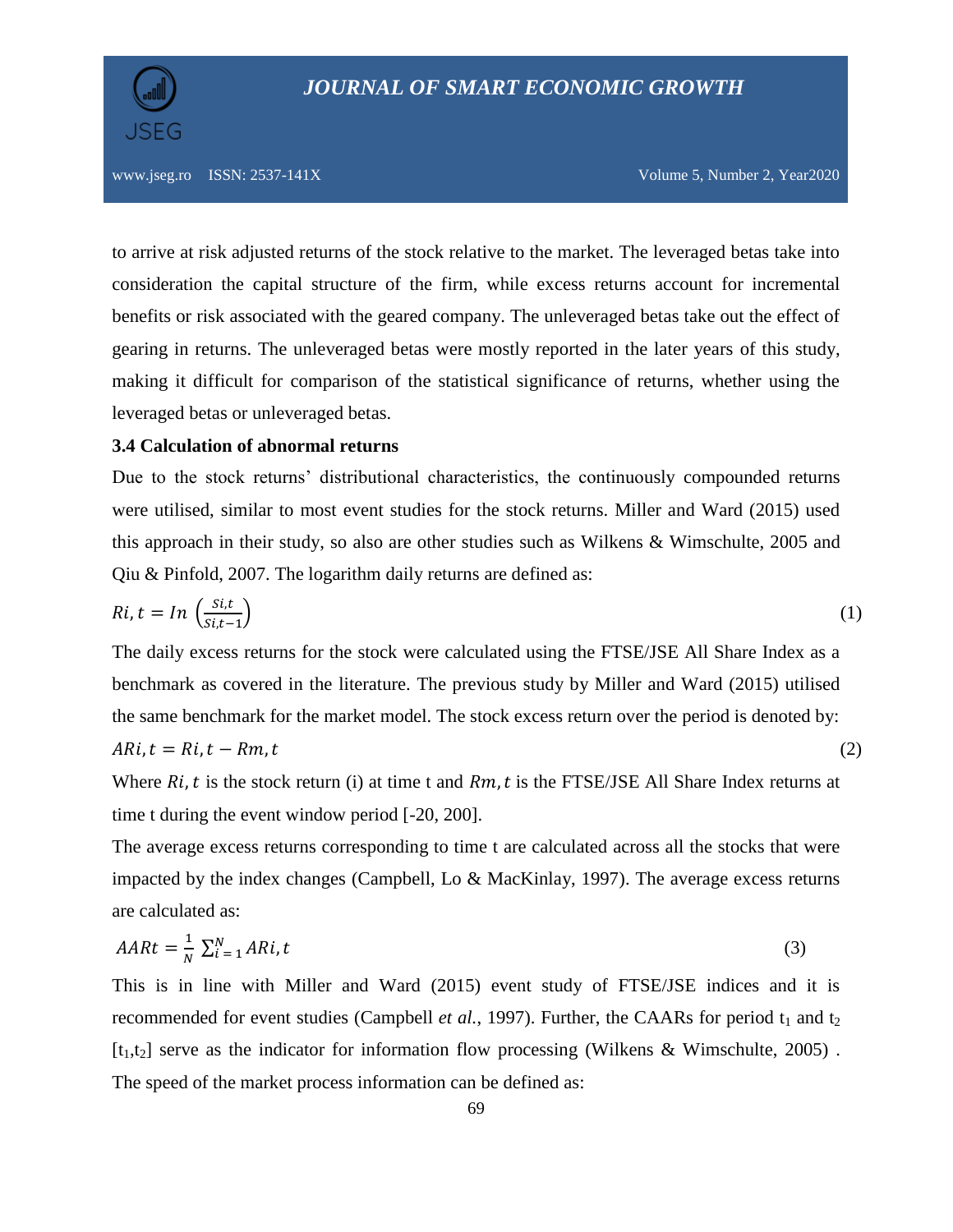to arrive at risk adjusted returns of the stock relative to the market. The leveraged betas take into consideration the capital structure of the firm, while excess returns account for incremental benefits or risk associated with the geared company. The unleveraged betas take out the effect of gearing in returns. The unleveraged betas were mostly reported in the later years of this study, making it difficult for comparison of the statistical significance of returns, whether using the leveraged betas or unleveraged betas.

### 3.4 Calculation of abnormal returns

Due to the stock returns' distributional characteristics, the continuously compounded returns were utilised, similar to most event studies for the stock returns. Miller and Ward (2015) used this approach in their study, so also are other studies such as Wilkens & Wimschulte, 2005 and Qiu & Pinfold, 2007. The logarithm daily returns are defined as:

$$Ri,t = In\left(\frac{Si,t}{Si,t-1}\right) \tag{1}$$

The daily excess returns for the stock were calculated using the FTSE/JSE All Share Index as a benchmark as covered in the literature. The previous study by Miller and Ward (2015) utilised the same benchmark for the market model. The stock excess return over the period is denoted by:

$$ARi,t = Ri,t - Rm,t \tag{2}$$

Where $Ri,t$ is the stock return (i) at time t and $Rm,t$ is the FTSE/JSE All Share Index returns at time t during the event window period [-20, 200].

The average excess returns corresponding to time t are calculated across all the stocks that were impacted by the index changes (Campbell, Lo & MacKinlay, 1997). The average excess returns are calculated as:

$$AARt = \frac{1}{N}\sum_{i=1}^{N} ARi,t \tag{3}$$

This is in line with Miller and Ward (2015) event study of FTSE/JSE indices and it is recommended for event studies (Campbell *et al.*, 1997). Further, the CAARs for period $t_1$ and $t_2$ $[t_1,t_2]$ serve as the indicator for information flow processing (Wilkens & Wimschulte, 2005) . The speed of the market process information can be defined as: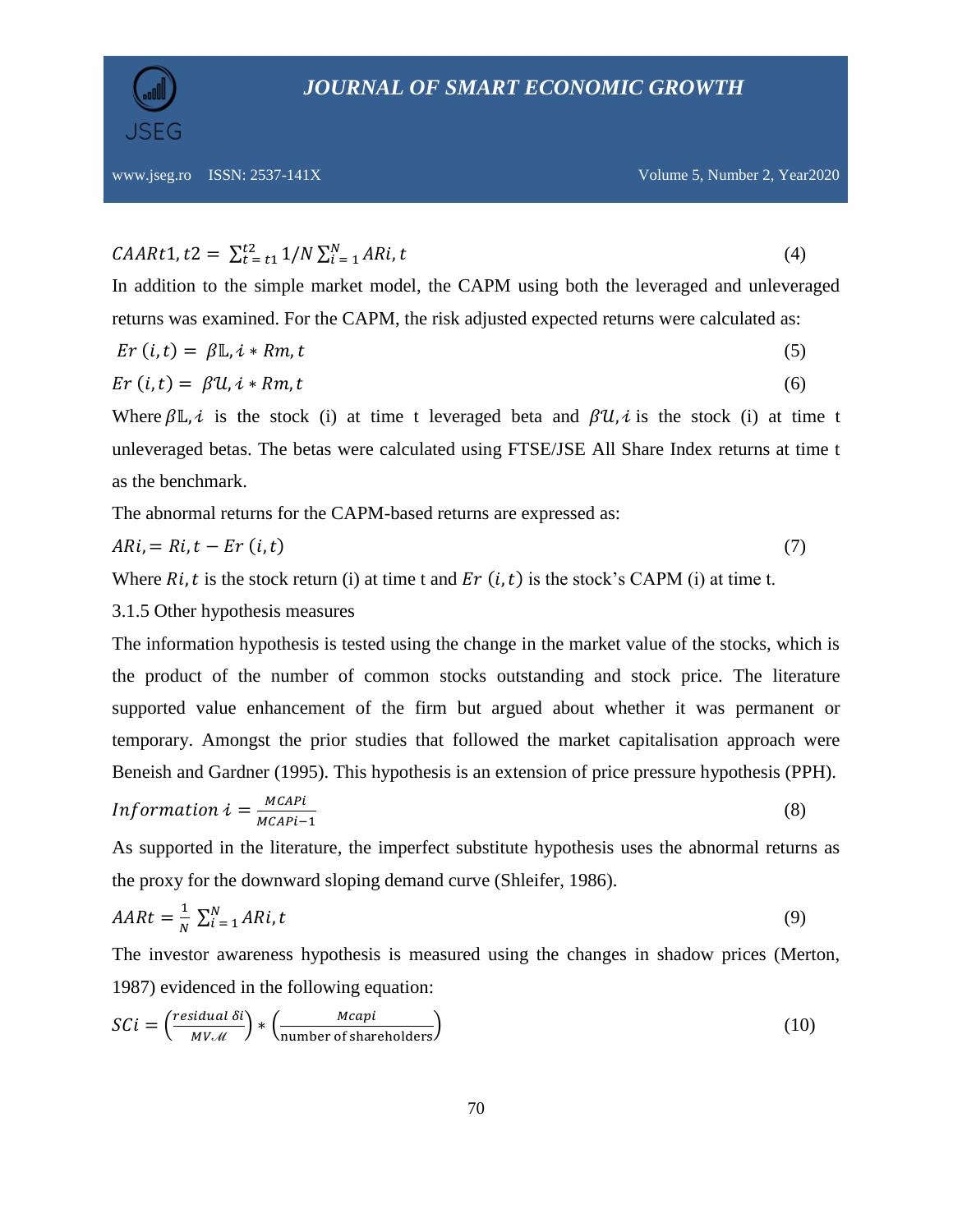$$CAARt1, t2 = \sum_{t=t1}^{t2} 1/N \sum_{i=1}^{N} ARi, t \tag{4}$$

In addition to the simple market model, the CAPM using both the leveraged and unleveraged returns was examined. For the CAPM, the risk adjusted expected returns were calculated as:

$$Er\ (i,t) = \beta\mathbb{L}, i * Rm, t \tag{5}$$

$$Er\ (i,t) = \beta\mathcal{U}, i * Rm, t \tag{6}$$

Where $\beta\mathbb{L}, i$ is the stock (i) at time t leveraged beta and $\beta\mathcal{U}, i$ is the stock (i) at time t unleveraged betas. The betas were calculated using FTSE/JSE All Share Index returns at time t as the benchmark.

The abnormal returns for the CAPM-based returns are expressed as:

$$ARi, = Ri, t - Er\ (i,t) \tag{7}$$

Where $Ri, t$ is the stock return (i) at time t and $Er\ (i,t)$ is the stock's CAPM (i) at time t.

3.1.5 Other hypothesis measures

The information hypothesis is tested using the change in the market value of the stocks, which is the product of the number of common stocks outstanding and stock price. The literature supported value enhancement of the firm but argued about whether it was permanent or temporary. Amongst the prior studies that followed the market capitalisation approach were Beneish and Gardner (1995). This hypothesis is an extension of price pressure hypothesis (PPH).

$$Information\ i = \frac{MCAPi}{MCAPi-1} \tag{8}$$

As supported in the literature, the imperfect substitute hypothesis uses the abnormal returns as the proxy for the downward sloping demand curve (Shleifer, 1986).

$$AARt = \frac{1}{N} \sum_{i=1}^{N} ARi, t \tag{9}$$

The investor awareness hypothesis is measured using the changes in shadow prices (Merton, 1987) evidenced in the following equation:

$$SCi = \left(\frac{residual\ \delta i}{MV\mathcal{M}}\right) * \left(\frac{Mcapi}{\text{number of shareholders}}\right) \tag{10}$$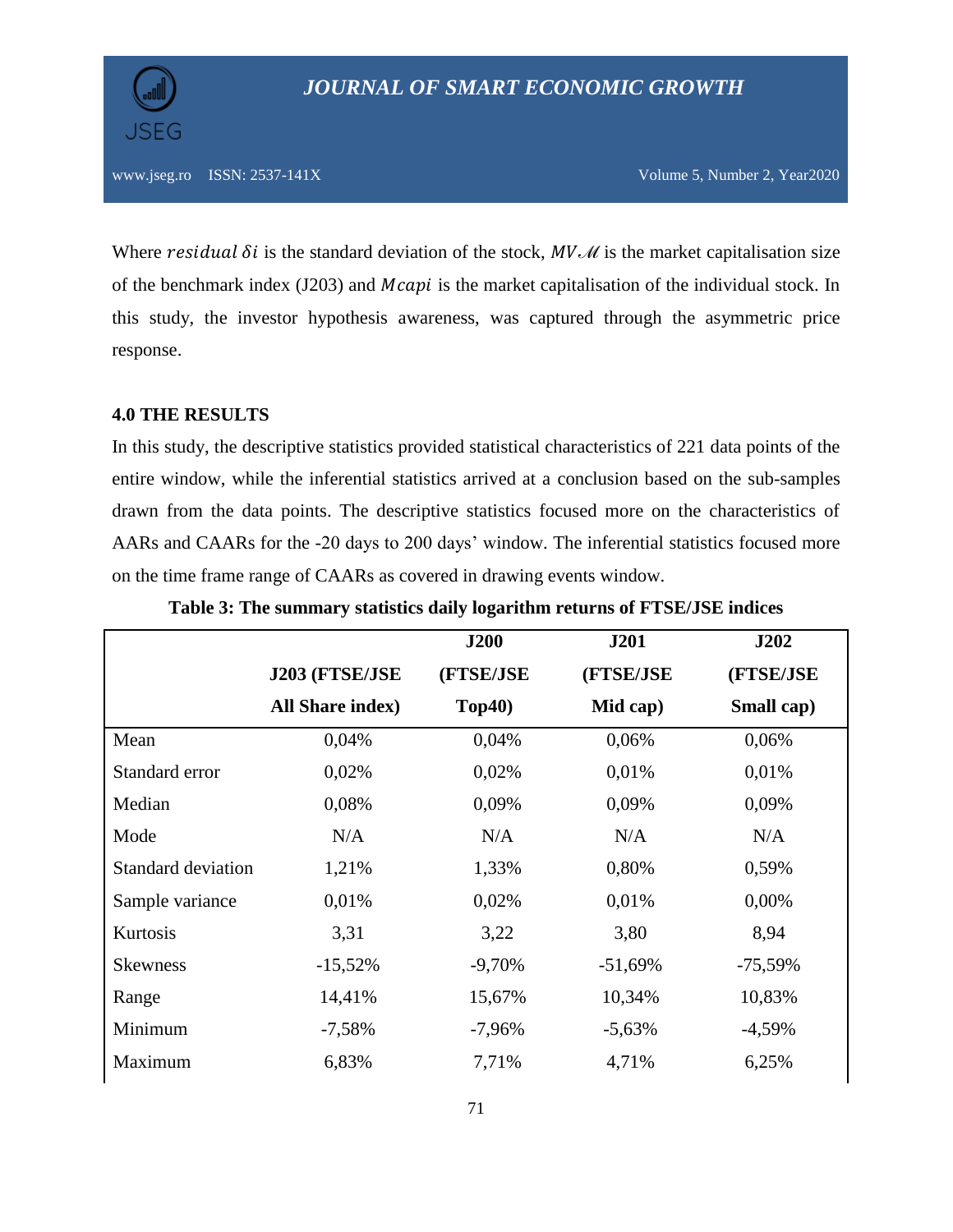Where $residual\ \delta i$ is the standard deviation of the stock, $MV\mathscr{M}$ is the market capitalisation size of the benchmark index (J203) and $Mcapi$ is the market capitalisation of the individual stock. In this study, the investor hypothesis awareness, was captured through the asymmetric price response.

## 4.0 THE RESULTS

In this study, the descriptive statistics provided statistical characteristics of 221 data points of the entire window, while the inferential statistics arrived at a conclusion based on the sub-samples drawn from the data points. The descriptive statistics focused more on the characteristics of AARs and CAARs for the -20 days to 200 days' window. The inferential statistics focused more on the time frame range of CAARs as covered in drawing events window.

**Table 3: The summary statistics daily logarithm returns of FTSE/JSE indices**

| | J203 (FTSE/JSE All Share index) | J200 (FTSE/JSE Top40) | J201 (FTSE/JSE Mid cap) | J202 (FTSE/JSE Small cap) |
|---|---|---|---|---|
| Mean | 0,04% | 0,04% | 0,06% | 0,06% |
| Standard error | 0,02% | 0,02% | 0,01% | 0,01% |
| Median | 0,08% | 0,09% | 0,09% | 0,09% |
| Mode | N/A | N/A | N/A | N/A |
| Standard deviation | 1,21% | 1,33% | 0,80% | 0,59% |
| Sample variance | 0,01% | 0,02% | 0,01% | 0,00% |
| Kurtosis | 3,31 | 3,22 | 3,80 | 8,94 |
| Skewness | -15,52% | -9,70% | -51,69% | -75,59% |
| Range | 14,41% | 15,67% | 10,34% | 10,83% |
| Minimum | -7,58% | -7,96% | -5,63% | -4,59% |
| Maximum | 6,83% | 7,71% | 4,71% | 6,25% |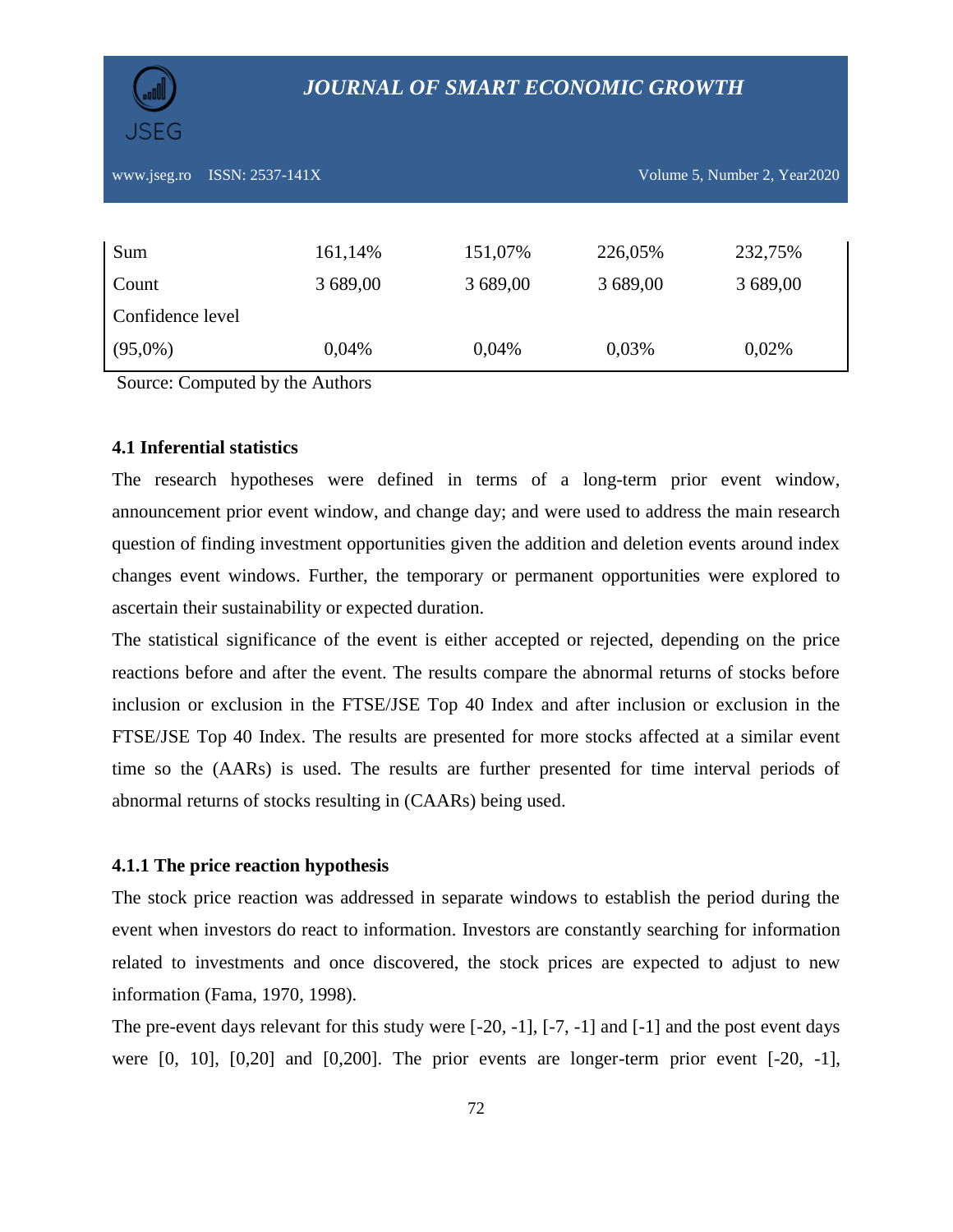| | | | | |
|---|---|---|---|---|
| Sum | 161,14% | 151,07% | 226,05% | 232,75% |
| Count | 3 689,00 | 3 689,00 | 3 689,00 | 3 689,00 |
| Confidence level (95,0%) | 0,04% | 0,04% | 0,03% | 0,02% |

Source: Computed by the Authors

### 4.1 Inferential statistics

The research hypotheses were defined in terms of a long-term prior event window, announcement prior event window, and change day; and were used to address the main research question of finding investment opportunities given the addition and deletion events around index changes event windows. Further, the temporary or permanent opportunities were explored to ascertain their sustainability or expected duration.

The statistical significance of the event is either accepted or rejected, depending on the price reactions before and after the event. The results compare the abnormal returns of stocks before inclusion or exclusion in the FTSE/JSE Top 40 Index and after inclusion or exclusion in the FTSE/JSE Top 40 Index. The results are presented for more stocks affected at a similar event time so the (AARs) is used. The results are further presented for time interval periods of abnormal returns of stocks resulting in (CAARs) being used.

#### 4.1.1 The price reaction hypothesis

The stock price reaction was addressed in separate windows to establish the period during the event when investors do react to information. Investors are constantly searching for information related to investments and once discovered, the stock prices are expected to adjust to new information (Fama, 1970, 1998).

The pre-event days relevant for this study were [-20, -1], [-7, -1] and [-1] and the post event days were [0, 10], [0,20] and [0,200]. The prior events are longer-term prior event [-20, -1],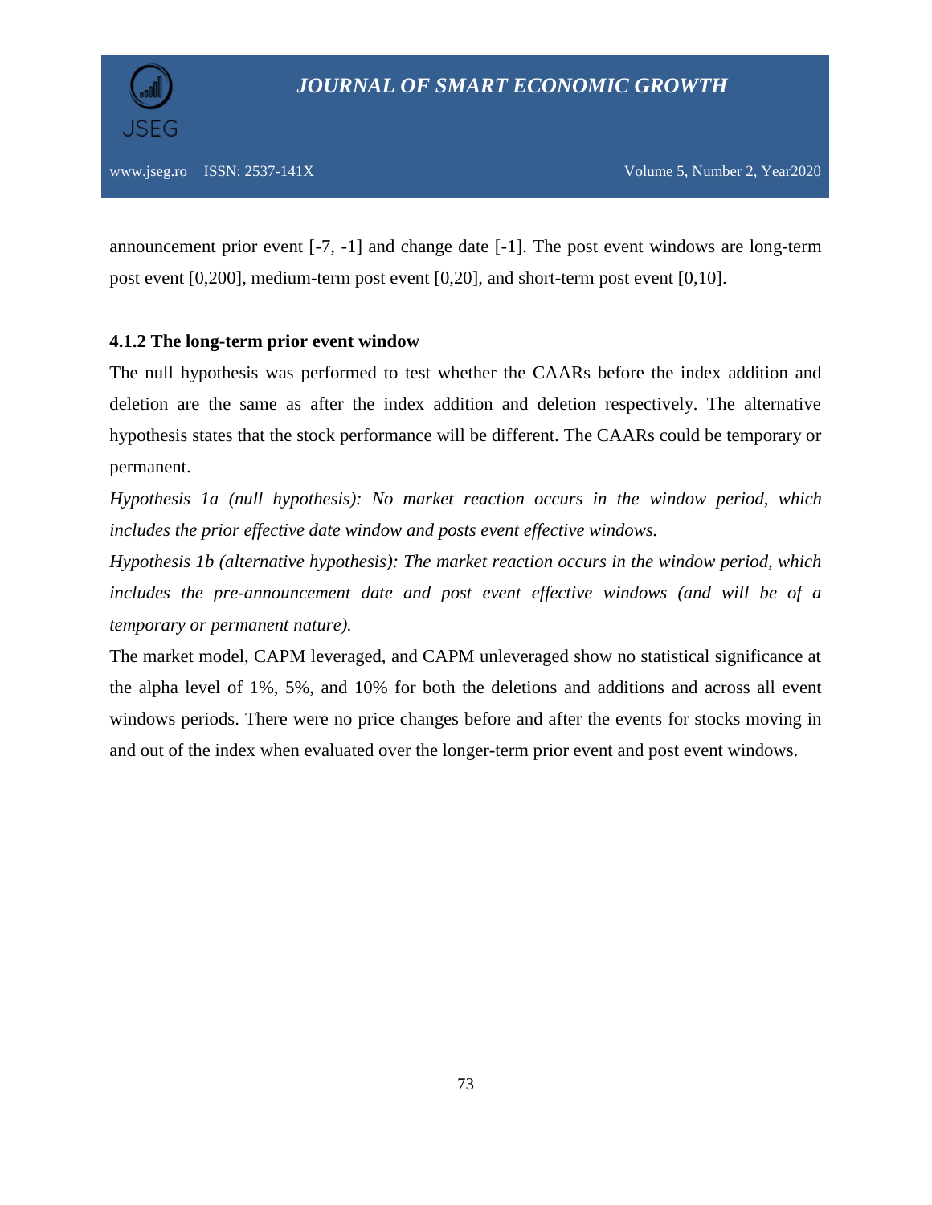announcement prior event [-7, -1] and change date [-1]. The post event windows are long-term post event [0,200], medium-term post event [0,20], and short-term post event [0,10].

### 4.1.2 The long-term prior event window

The null hypothesis was performed to test whether the CAARs before the index addition and deletion are the same as after the index addition and deletion respectively. The alternative hypothesis states that the stock performance will be different. The CAARs could be temporary or permanent.

*Hypothesis 1a (null hypothesis): No market reaction occurs in the window period, which includes the prior effective date window and posts event effective windows.*

*Hypothesis 1b (alternative hypothesis): The market reaction occurs in the window period, which includes the pre-announcement date and post event effective windows (and will be of a temporary or permanent nature).*

The market model, CAPM leveraged, and CAPM unleveraged show no statistical significance at the alpha level of 1%, 5%, and 10% for both the deletions and additions and across all event windows periods. There were no price changes before and after the events for stocks moving in and out of the index when evaluated over the longer-term prior event and post event windows.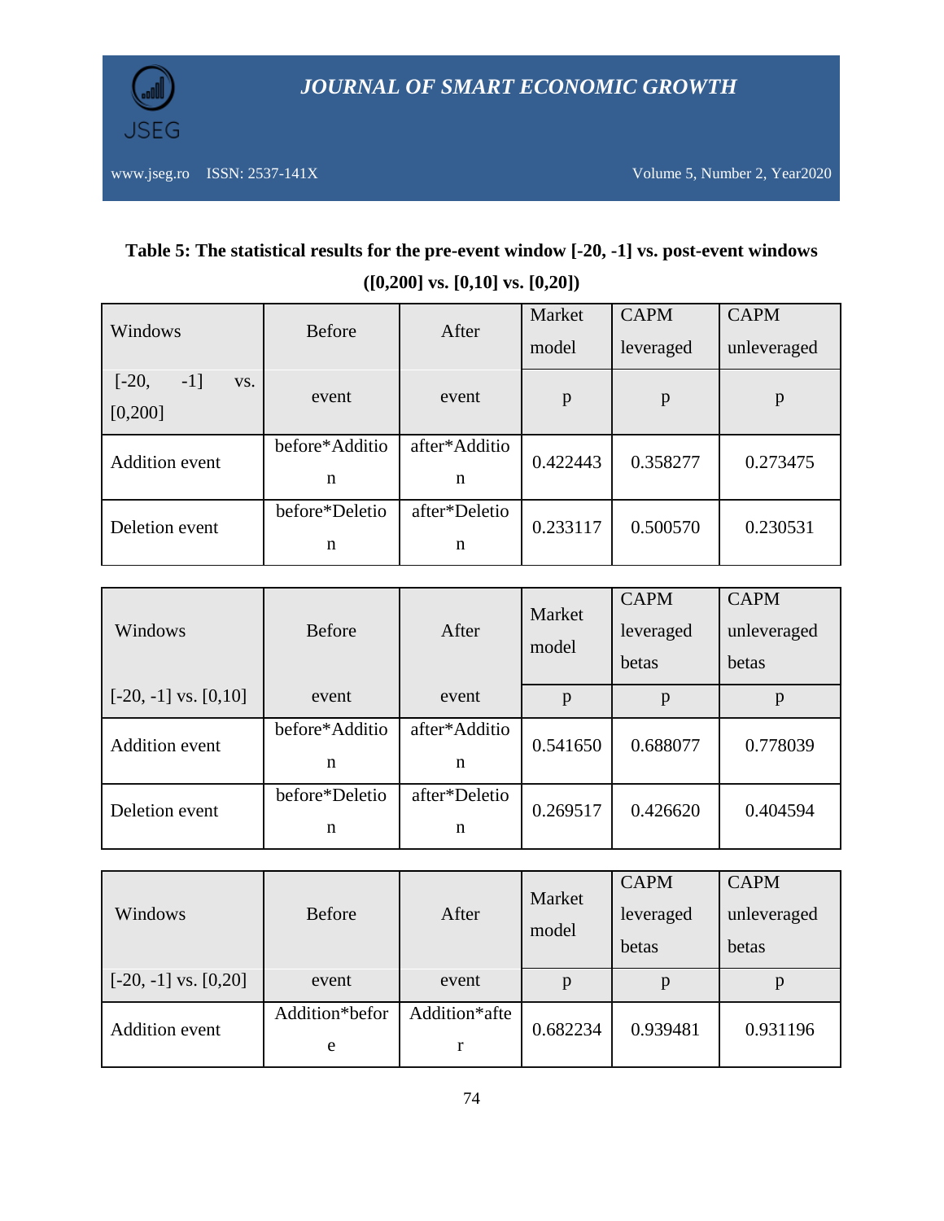**Table 5: The statistical results for the pre-event window [-20, -1] vs. post-event windows ([0,200] vs. [0,10] vs. [0,20])**

| Windows | Before | After | Market model | CAPM leveraged | CAPM unleveraged |
|---|---|---|---|---|---|
| [-20, -1] vs. [0,200] | event | event | p | p | p |
| Addition event | before*Addition | after*Addition | 0.422443 | 0.358277 | 0.273475 |
| Deletion event | before*Deletion | after*Deletion | 0.233117 | 0.500570 | 0.230531 |

| Windows | Before | After | Market model | CAPM leveraged betas | CAPM unleveraged betas |
|---|---|---|---|---|---|
| [-20, -1] vs. [0,10] | event | event | p | p | p |
| Addition event | before*Addition | after*Addition | 0.541650 | 0.688077 | 0.778039 |
| Deletion event | before*Deletion | after*Deletion | 0.269517 | 0.426620 | 0.404594 |

| Windows | Before | After | Market model | CAPM leveraged betas | CAPM unleveraged betas |
|---|---|---|---|---|---|
| [-20, -1] vs. [0,20] | event | event | p | p | p |
| Addition event | Addition*before | Addition*after | 0.682234 | 0.939481 | 0.931196 |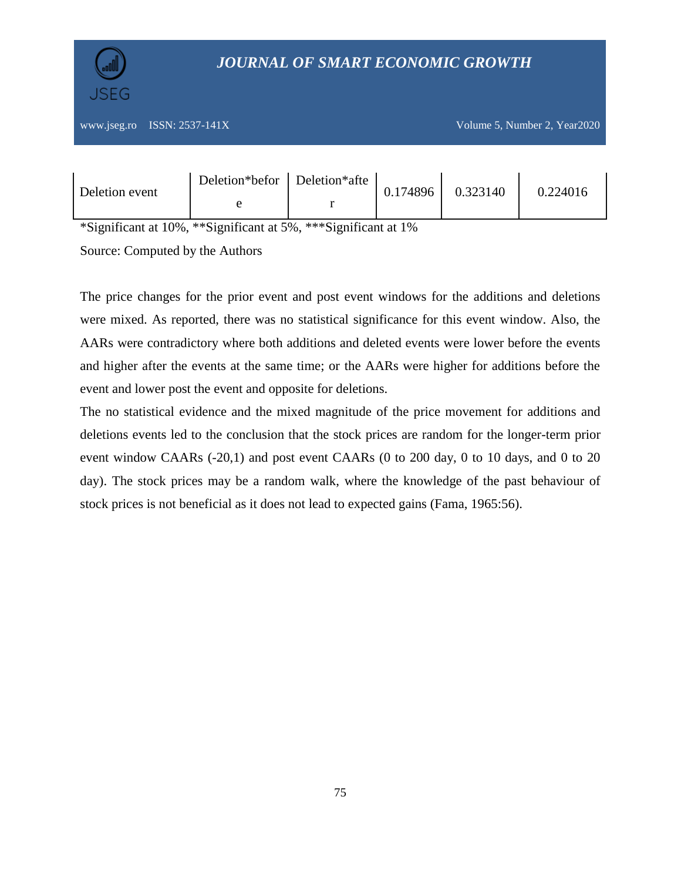| Deletion event | Deletion*before | Deletion*after | 0.174896 | 0.323140 | 0.224016 |
|---|---|---|---|---|---|

*Significant at 10%, **Significant at 5%, ***Significant at 1%

Source: Computed by the Authors

The price changes for the prior event and post event windows for the additions and deletions were mixed. As reported, there was no statistical significance for this event window. Also, the AARs were contradictory where both additions and deleted events were lower before the events and higher after the events at the same time; or the AARs were higher for additions before the event and lower post the event and opposite for deletions.

The no statistical evidence and the mixed magnitude of the price movement for additions and deletions events led to the conclusion that the stock prices are random for the longer-term prior event window CAARs (-20,1) and post event CAARs (0 to 200 day, 0 to 10 days, and 0 to 20 day). The stock prices may be a random walk, where the knowledge of the past behaviour of stock prices is not beneficial as it does not lead to expected gains (Fama, 1965:56).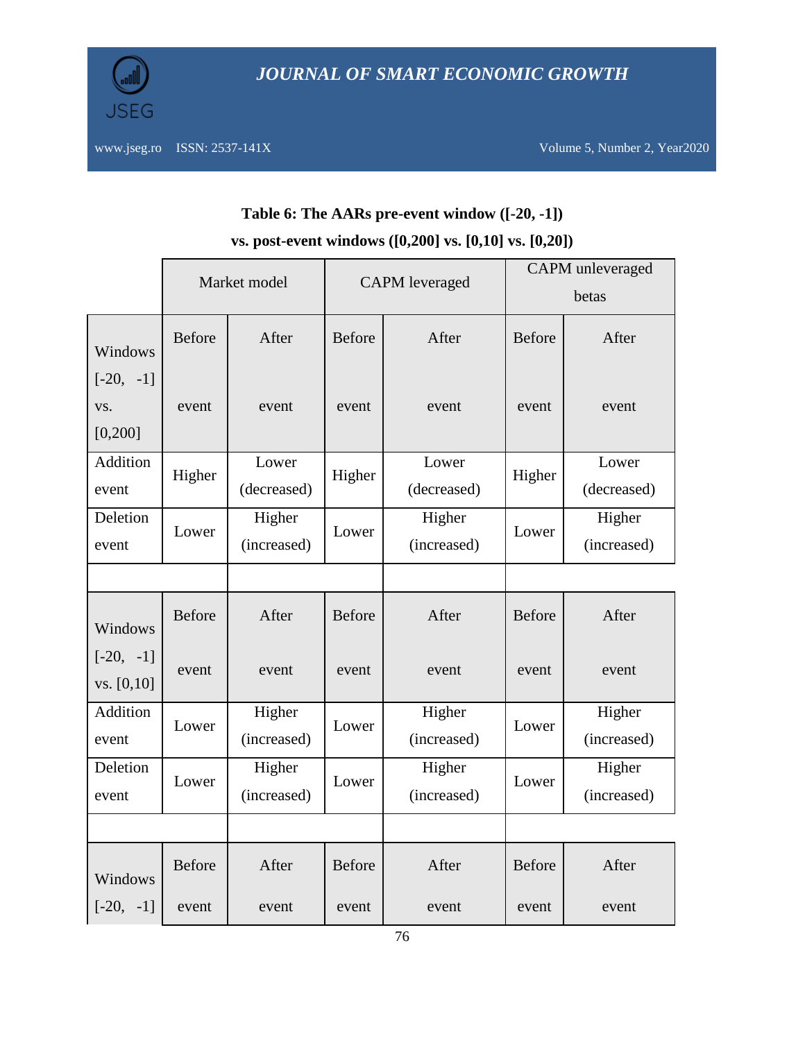**Table 6: The AARs pre-event window ([-20, -1])**

**vs. post-event windows ([0,200] vs. [0,10] vs. [0,20])**

| | Market model | | CAPM leveraged | | CAPM unleveraged betas | |
|---|---|---|---|---|---|---|
| Windows [-20, -1] vs. [0,200] | Before event | After event | Before event | After event | Before event | After event |
| Addition event | Higher | Lower (decreased) | Higher | Lower (decreased) | Higher | Lower (decreased) |
| Deletion event | Lower | Higher (increased) | Lower | Higher (increased) | Lower | Higher (increased) |
| | | | | | | |
| Windows [-20, -1] vs. [0,10] | Before event | After event | Before event | After event | Before event | After event |
| Addition event | Lower | Higher (increased) | Lower | Higher (increased) | Lower | Higher (increased) |
| Deletion event | Lower | Higher (increased) | Lower | Higher (increased) | Lower | Higher (increased) |
| | | | | | | |
| Windows [-20, -1] | Before event | After event | Before event | After event | Before event | After event |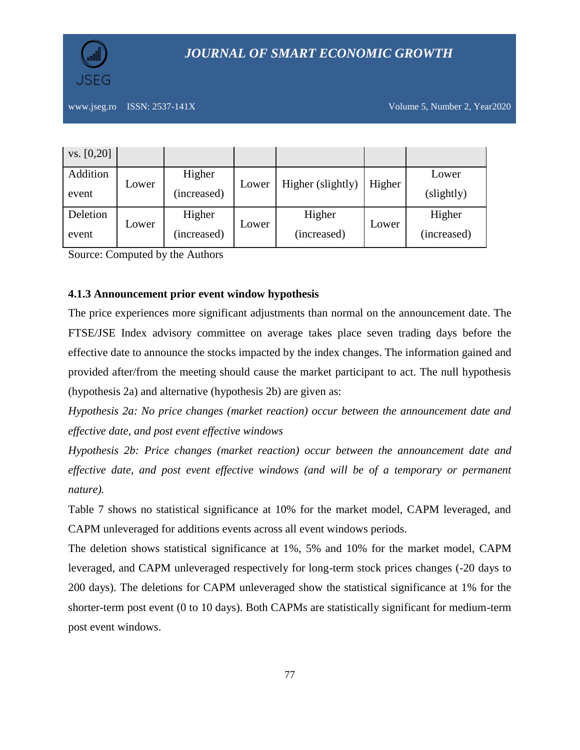| vs. [0,20] | | | | | | |
|---|---|---|---|---|---|---|
| Addition event | Lower | Higher (increased) | Lower | Higher (slightly) | Higher | Lower (slightly) |
| Deletion event | Lower | Higher (increased) | Lower | Higher (increased) | Lower | Higher (increased) |

Source: Computed by the Authors

#### 4.1.3 Announcement prior event window hypothesis

The price experiences more significant adjustments than normal on the announcement date. The FTSE/JSE Index advisory committee on average takes place seven trading days before the effective date to announce the stocks impacted by the index changes. The information gained and provided after/from the meeting should cause the market participant to act. The null hypothesis (hypothesis 2a) and alternative (hypothesis 2b) are given as:

*Hypothesis 2a: No price changes (market reaction) occur between the announcement date and effective date, and post event effective windows*

*Hypothesis 2b: Price changes (market reaction) occur between the announcement date and effective date, and post event effective windows (and will be of a temporary or permanent nature).*

Table 7 shows no statistical significance at 10% for the market model, CAPM leveraged, and CAPM unleveraged for additions events across all event windows periods.

The deletion shows statistical significance at 1%, 5% and 10% for the market model, CAPM leveraged, and CAPM unleveraged respectively for long-term stock prices changes (-20 days to 200 days). The deletions for CAPM unleveraged show the statistical significance at 1% for the shorter-term post event (0 to 10 days). Both CAPMs are statistically significant for medium-term post event windows.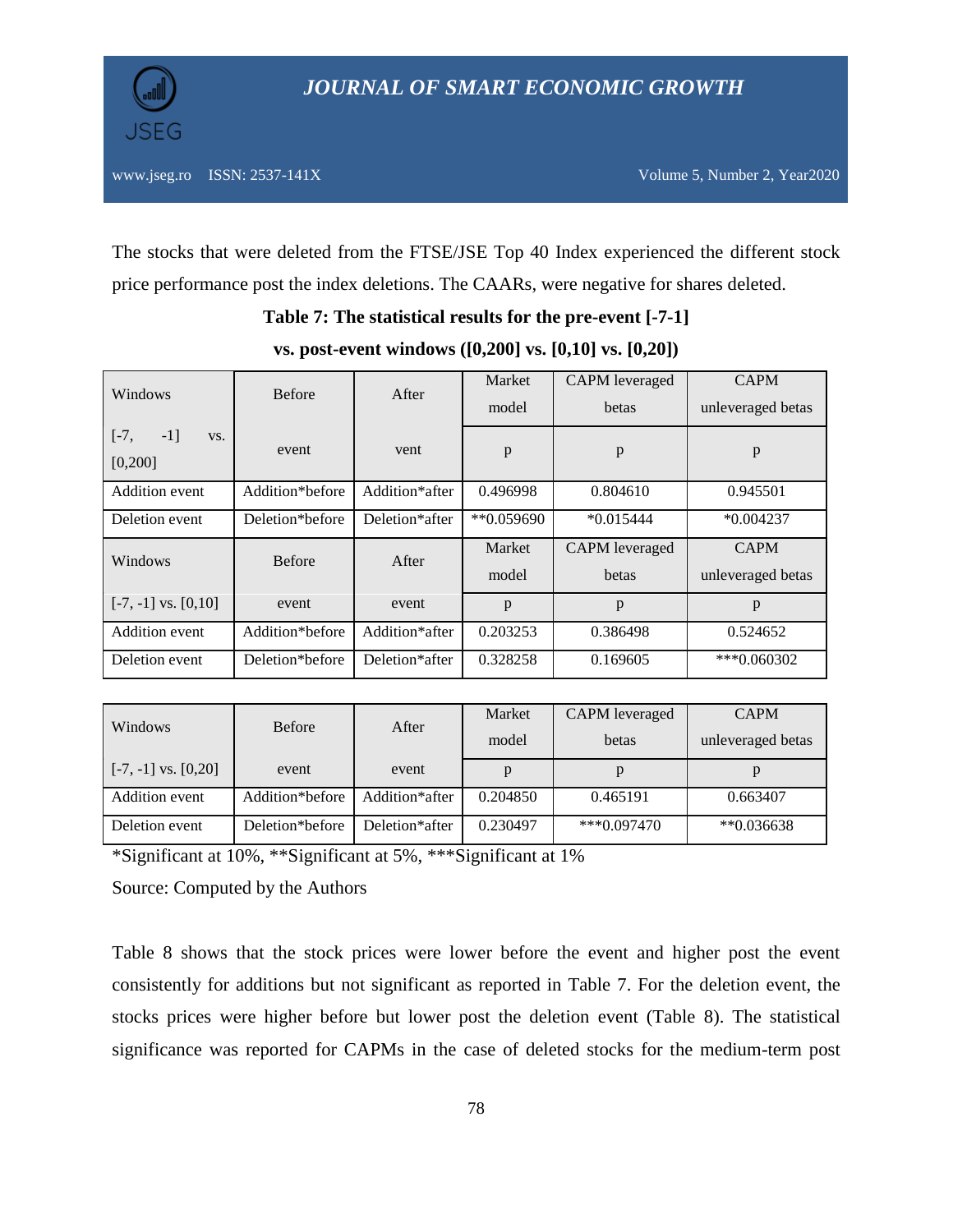The stocks that were deleted from the FTSE/JSE Top 40 Index experienced the different stock price performance post the index deletions. The CAARs, were negative for shares deleted.

**Table 7: The statistical results for the pre-event [-7-1] vs. post-event windows ([0,200] vs. [0,10] vs. [0,20])**

| Windows | Before | After | Market model | CAPM leveraged betas | CAPM unleveraged betas |
|---|---|---|---|---|---|
| [-7, -1] vs. [0,200] | event | vent | p | p | p |
| Addition event | Addition*before | Addition*after | 0.496998 | 0.804610 | 0.945501 |
| Deletion event | Deletion*before | Deletion*after | **0.059690 | *0.015444 | *0.004237 |
| Windows | Before | After | Market model | CAPM leveraged betas | CAPM unleveraged betas |
| [-7, -1] vs. [0,10] | event | event | p | p | p |
| Addition event | Addition*before | Addition*after | 0.203253 | 0.386498 | 0.524652 |
| Deletion event | Deletion*before | Deletion*after | 0.328258 | 0.169605 | ***0.060302 |
| Windows | Before | After | Market model | CAPM leveraged betas | CAPM unleveraged betas |
| [-7, -1] vs. [0,20] | event | event | p | p | p |
| Addition event | Addition*before | Addition*after | 0.204850 | 0.465191 | 0.663407 |
| Deletion event | Deletion*before | Deletion*after | 0.230497 | ***0.097470 | **0.036638 |

*Significant at 10%, **Significant at 5%, ***Significant at 1%

Source: Computed by the Authors

Table 8 shows that the stock prices were lower before the event and higher post the event consistently for additions but not significant as reported in Table 7. For the deletion event, the stocks prices were higher before but lower post the deletion event (Table 8). The statistical significance was reported for CAPMs in the case of deleted stocks for the medium-term post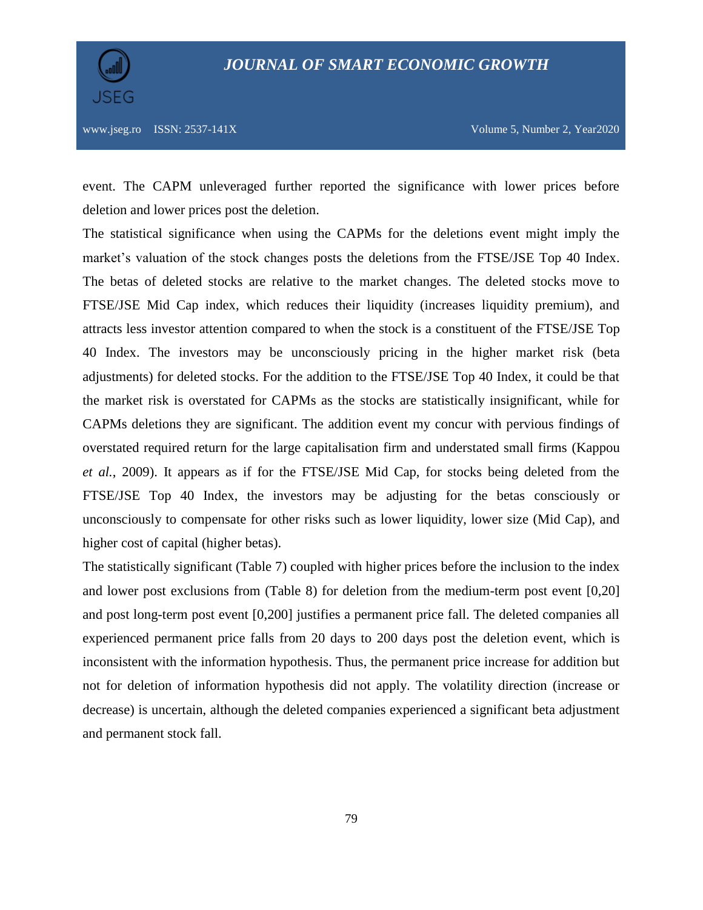event. The CAPM unleveraged further reported the significance with lower prices before deletion and lower prices post the deletion.

The statistical significance when using the CAPMs for the deletions event might imply the market's valuation of the stock changes posts the deletions from the FTSE/JSE Top 40 Index. The betas of deleted stocks are relative to the market changes. The deleted stocks move to FTSE/JSE Mid Cap index, which reduces their liquidity (increases liquidity premium), and attracts less investor attention compared to when the stock is a constituent of the FTSE/JSE Top 40 Index. The investors may be unconsciously pricing in the higher market risk (beta adjustments) for deleted stocks. For the addition to the FTSE/JSE Top 40 Index, it could be that the market risk is overstated for CAPMs as the stocks are statistically insignificant, while for CAPMs deletions they are significant. The addition event my concur with pervious findings of overstated required return for the large capitalisation firm and understated small firms (Kappou *et al.*, 2009). It appears as if for the FTSE/JSE Mid Cap, for stocks being deleted from the FTSE/JSE Top 40 Index, the investors may be adjusting for the betas consciously or unconsciously to compensate for other risks such as lower liquidity, lower size (Mid Cap), and higher cost of capital (higher betas).

The statistically significant (Table 7) coupled with higher prices before the inclusion to the index and lower post exclusions from (Table 8) for deletion from the medium-term post event [0,20] and post long-term post event [0,200] justifies a permanent price fall. The deleted companies all experienced permanent price falls from 20 days to 200 days post the deletion event, which is inconsistent with the information hypothesis. Thus, the permanent price increase for addition but not for deletion of information hypothesis did not apply. The volatility direction (increase or decrease) is uncertain, although the deleted companies experienced a significant beta adjustment and permanent stock fall.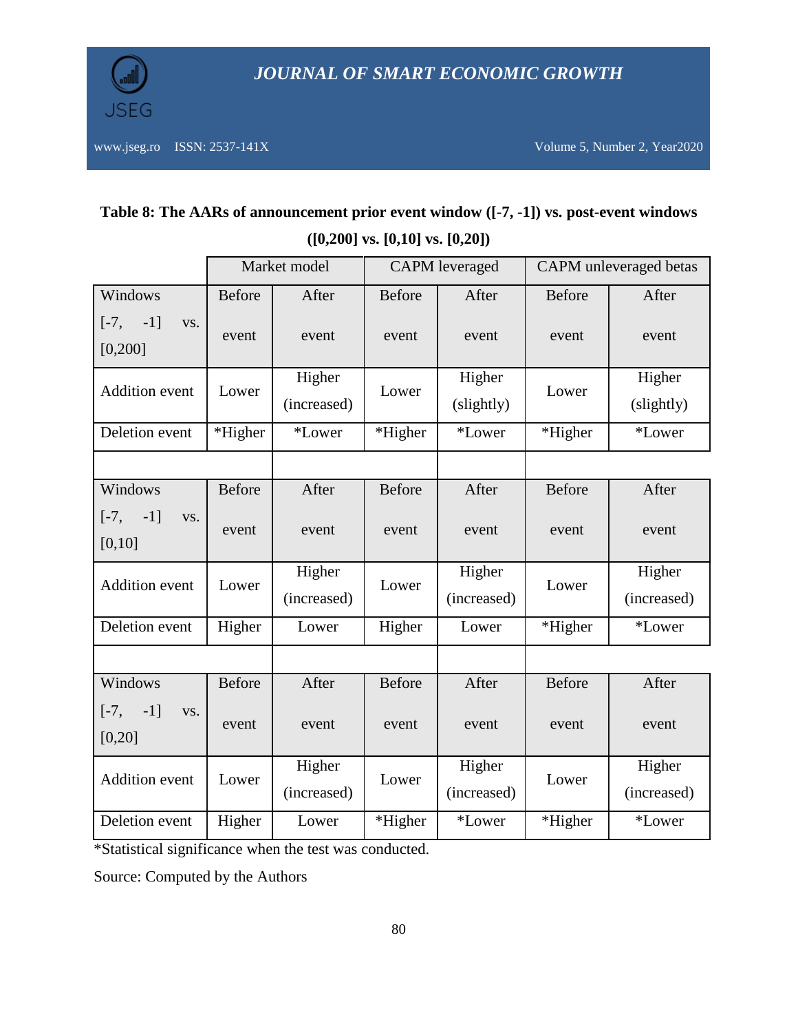**Table 8: The AARs of announcement prior event window ([-7, -1]) vs. post-event windows ([0,200] vs. [0,10] vs. [0,20])**

| | Market model | | CAPM leveraged | | CAPM unleveraged betas | |
|---|---|---|---|---|---|---|
| Windows [-7, -1] vs. [0,200] | Before event | After event | Before event | After event | Before event | After event |
| Addition event | Lower | Higher (increased) | Lower | Higher (slightly) | Lower | Higher (slightly) |
| Deletion event | *Higher | *Lower | *Higher | *Lower | *Higher | *Lower |
| | | | | | | |
| Windows [-7, -1] vs. [0,10] | Before event | After event | Before event | After event | Before event | After event |
| Addition event | Lower | Higher (increased) | Lower | Higher (increased) | Lower | Higher (increased) |
| Deletion event | Higher | Lower | Higher | Lower | *Higher | *Lower |
| | | | | | | |
| Windows [-7, -1] vs. [0,20] | Before event | After event | Before event | After event | Before event | After event |
| Addition event | Lower | Higher (increased) | Lower | Higher (increased) | Lower | Higher (increased) |
| Deletion event | Higher | Lower | *Higher | *Lower | *Higher | *Lower |

*Statistical significance when the test was conducted.

Source: Computed by the Authors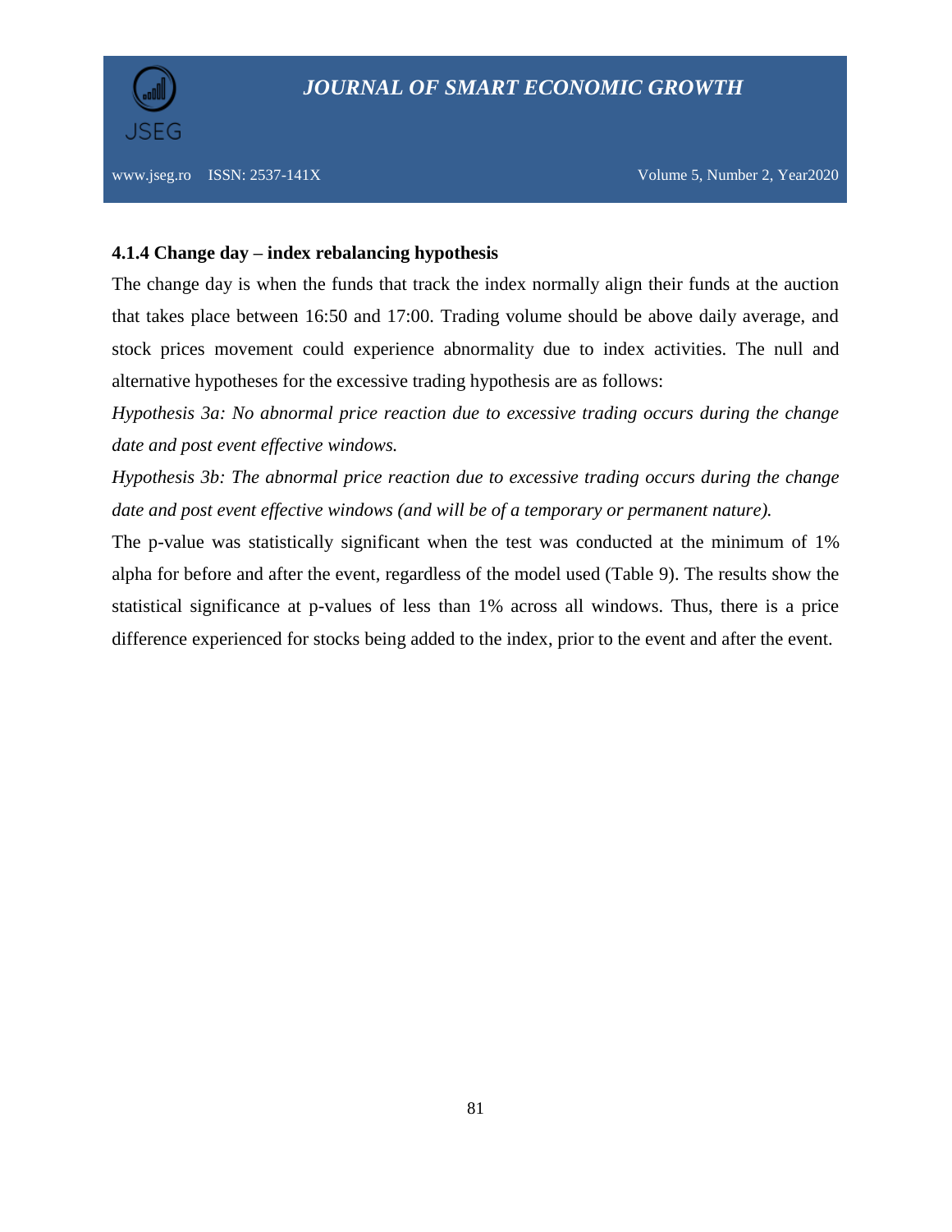### 4.1.4 Change day – index rebalancing hypothesis

The change day is when the funds that track the index normally align their funds at the auction that takes place between 16:50 and 17:00. Trading volume should be above daily average, and stock prices movement could experience abnormality due to index activities. The null and alternative hypotheses for the excessive trading hypothesis are as follows:

*Hypothesis 3a: No abnormal price reaction due to excessive trading occurs during the change date and post event effective windows.*

*Hypothesis 3b: The abnormal price reaction due to excessive trading occurs during the change date and post event effective windows (and will be of a temporary or permanent nature).*

The p-value was statistically significant when the test was conducted at the minimum of 1% alpha for before and after the event, regardless of the model used (Table 9). The results show the statistical significance at p-values of less than 1% across all windows. Thus, there is a price difference experienced for stocks being added to the index, prior to the event and after the event.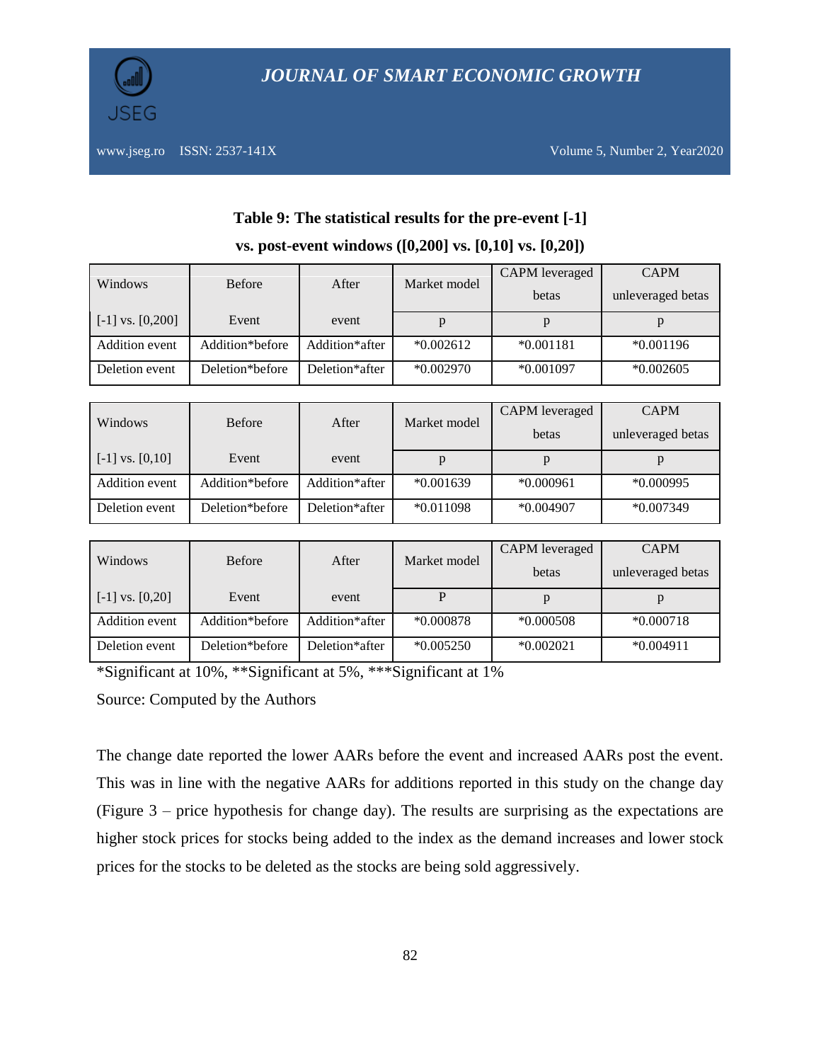**Table 9: The statistical results for the pre-event [-1] vs. post-event windows ([0,200] vs. [0,10] vs. [0,20])**

| Windows | Before | After | Market model | CAPM leveraged betas | CAPM unleveraged betas |
|---|---|---|---|---|---|
| [-1] vs. [0,200] | Event | event | p | p | p |
| Addition event | Addition*before | Addition*after | *0.002612 | *0.001181 | *0.001196 |
| Deletion event | Deletion*before | Deletion*after | *0.002970 | *0.001097 | *0.002605 |

| Windows | Before | After | Market model | CAPM leveraged betas | CAPM unleveraged betas |
|---|---|---|---|---|---|
| [-1] vs. [0,10] | Event | event | p | p | p |
| Addition event | Addition*before | Addition*after | *0.001639 | *0.000961 | *0.000995 |
| Deletion event | Deletion*before | Deletion*after | *0.011098 | *0.004907 | *0.007349 |

| Windows | Before | After | Market model | CAPM leveraged betas | CAPM unleveraged betas |
|---|---|---|---|---|---|
| [-1] vs. [0,20] | Event | event | P | p | p |
| Addition event | Addition*before | Addition*after | *0.000878 | *0.000508 | *0.000718 |
| Deletion event | Deletion*before | Deletion*after | *0.005250 | *0.002021 | *0.004911 |

*Significant at 10%, **Significant at 5%, ***Significant at 1%

Source: Computed by the Authors

The change date reported the lower AARs before the event and increased AARs post the event. This was in line with the negative AARs for additions reported in this study on the change day (Figure 3 – price hypothesis for change day). The results are surprising as the expectations are higher stock prices for stocks being added to the index as the demand increases and lower stock prices for the stocks to be deleted as the stocks are being sold aggressively.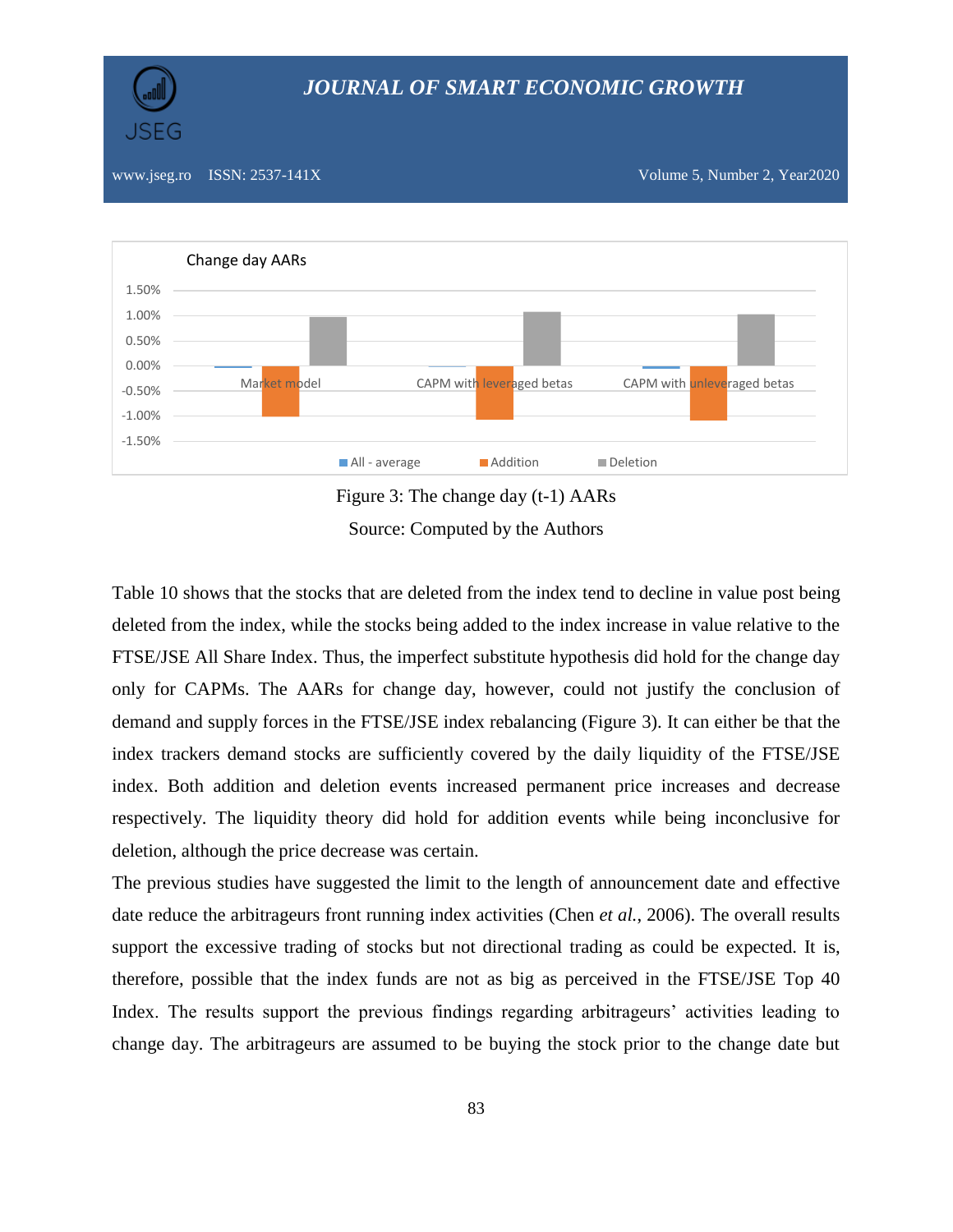Figure 3: The change day (t-1) AARs

Source: Computed by the Authors

Table 10 shows that the stocks that are deleted from the index tend to decline in value post being deleted from the index, while the stocks being added to the index increase in value relative to the FTSE/JSE All Share Index. Thus, the imperfect substitute hypothesis did hold for the change day only for CAPMs. The AARs for change day, however, could not justify the conclusion of demand and supply forces in the FTSE/JSE index rebalancing (Figure 3). It can either be that the index trackers demand stocks are sufficiently covered by the daily liquidity of the FTSE/JSE index. Both addition and deletion events increased permanent price increases and decrease respectively. The liquidity theory did hold for addition events while being inconclusive for deletion, although the price decrease was certain.

The previous studies have suggested the limit to the length of announcement date and effective date reduce the arbitrageurs front running index activities (Chen *et al.*, 2006). The overall results support the excessive trading of stocks but not directional trading as could be expected. It is, therefore, possible that the index funds are not as big as perceived in the FTSE/JSE Top 40 Index. The results support the previous findings regarding arbitrageurs' activities leading to change day. The arbitrageurs are assumed to be buying the stock prior to the change date but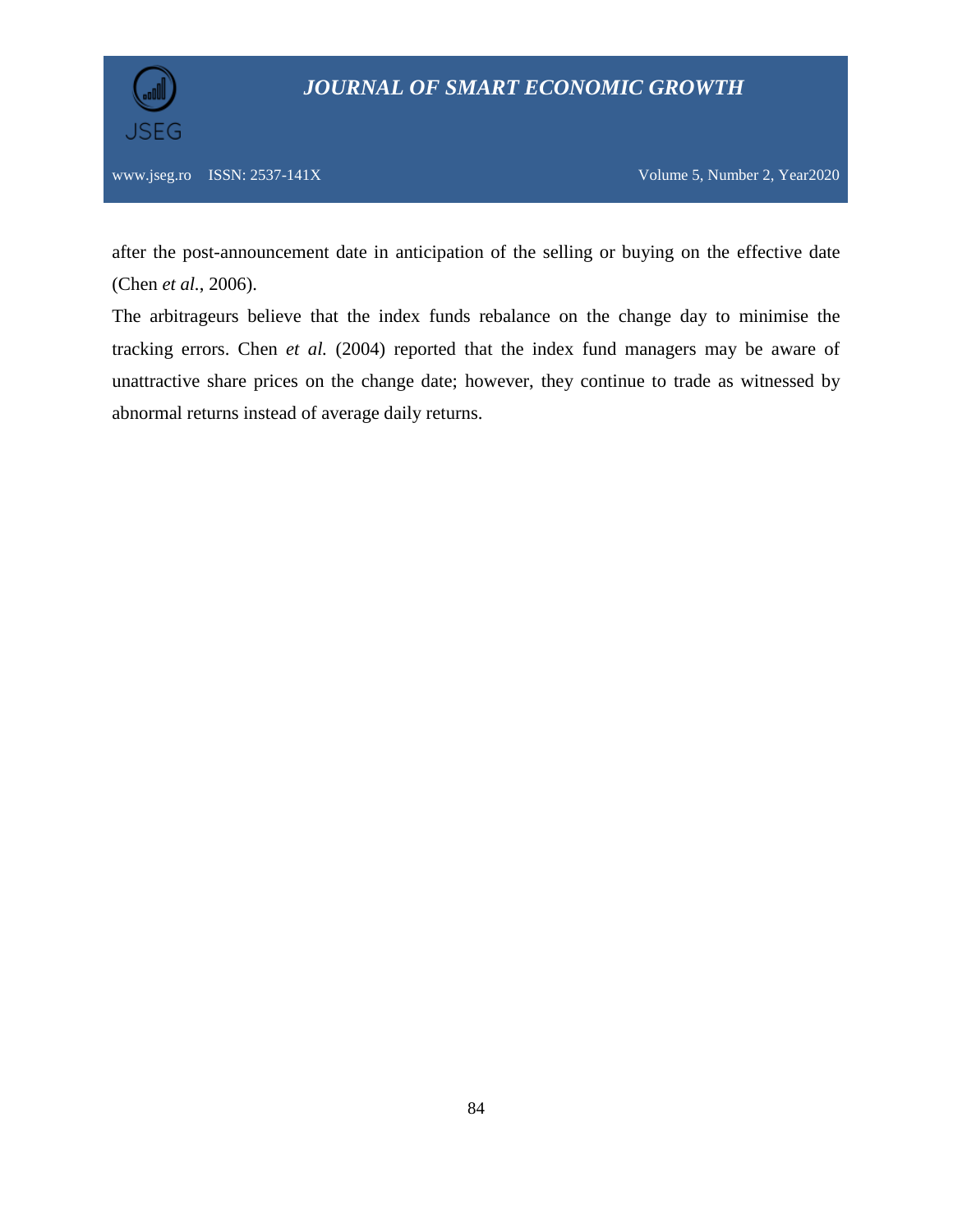after the post-announcement date in anticipation of the selling or buying on the effective date (Chen *et al.*, 2006).

The arbitrageurs believe that the index funds rebalance on the change day to minimise the tracking errors. Chen *et al.* (2004) reported that the index fund managers may be aware of unattractive share prices on the change date; however, they continue to trade as witnessed by abnormal returns instead of average daily returns.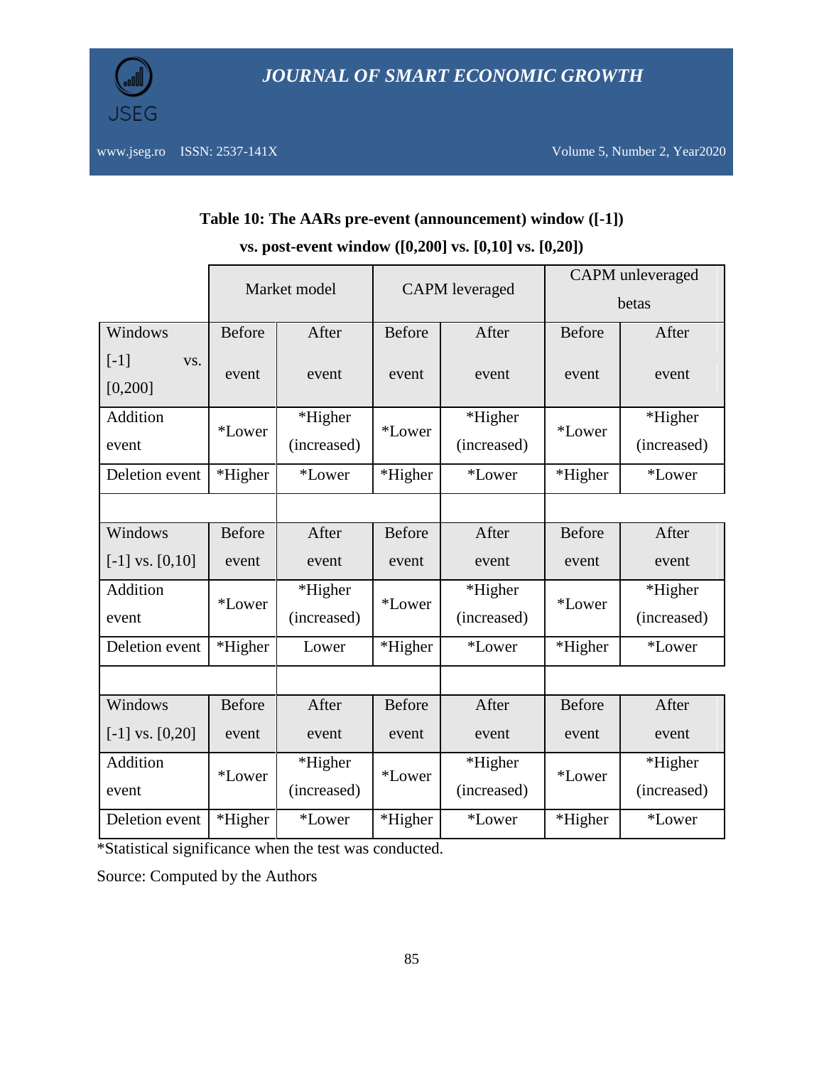**Table 10: The AARs pre-event (announcement) window ([-1]) vs. post-event window ([0,200] vs. [0,10] vs. [0,20])**

| | Market model | | CAPM leveraged | | CAPM unleveraged betas | |
|---|---|---|---|---|---|---|
| Windows [-1] vs. [0,200] | Before event | After event | Before event | After event | Before event | After event |
| Addition event | *Lower | *Higher (increased) | *Lower | *Higher (increased) | *Lower | *Higher (increased) |
| Deletion event | *Higher | *Lower | *Higher | *Lower | *Higher | *Lower |
| | | | | | | |
| Windows [-1] vs. [0,10] | Before event | After event | Before event | After event | Before event | After event |
| Addition event | *Lower | *Higher (increased) | *Lower | *Higher (increased) | *Lower | *Higher (increased) |
| Deletion event | *Higher | Lower | *Higher | *Lower | *Higher | *Lower |
| | | | | | | |
| Windows [-1] vs. [0,20] | Before event | After event | Before event | After event | Before event | After event |
| Addition event | *Lower | *Higher (increased) | *Lower | *Higher (increased) | *Lower | *Higher (increased) |
| Deletion event | *Higher | *Lower | *Higher | *Lower | *Higher | *Lower |

*Statistical significance when the test was conducted.

Source: Computed by the Authors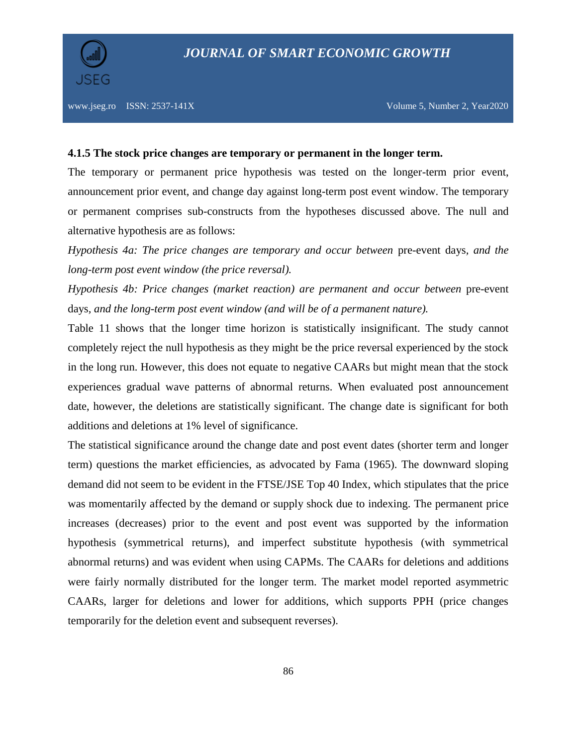#### 4.1.5 The stock price changes are temporary or permanent in the longer term.

The temporary or permanent price hypothesis was tested on the longer-term prior event, announcement prior event, and change day against long-term post event window. The temporary or permanent comprises sub-constructs from the hypotheses discussed above. The null and alternative hypothesis are as follows:

*Hypothesis 4a: The price changes are temporary and occur between* pre-event days, *and the long-term post event window (the price reversal).*

*Hypothesis 4b: Price changes (market reaction) are permanent and occur between* pre-event days, *and the long-term post event window (and will be of a permanent nature).*

Table 11 shows that the longer time horizon is statistically insignificant. The study cannot completely reject the null hypothesis as they might be the price reversal experienced by the stock in the long run. However, this does not equate to negative CAARs but might mean that the stock experiences gradual wave patterns of abnormal returns. When evaluated post announcement date, however, the deletions are statistically significant. The change date is significant for both additions and deletions at 1% level of significance.

The statistical significance around the change date and post event dates (shorter term and longer term) questions the market efficiencies, as advocated by Fama (1965). The downward sloping demand did not seem to be evident in the FTSE/JSE Top 40 Index, which stipulates that the price was momentarily affected by the demand or supply shock due to indexing. The permanent price increases (decreases) prior to the event and post event was supported by the information hypothesis (symmetrical returns), and imperfect substitute hypothesis (with symmetrical abnormal returns) and was evident when using CAPMs. The CAARs for deletions and additions were fairly normally distributed for the longer term. The market model reported asymmetric CAARs, larger for deletions and lower for additions, which supports PPH (price changes temporarily for the deletion event and subsequent reverses).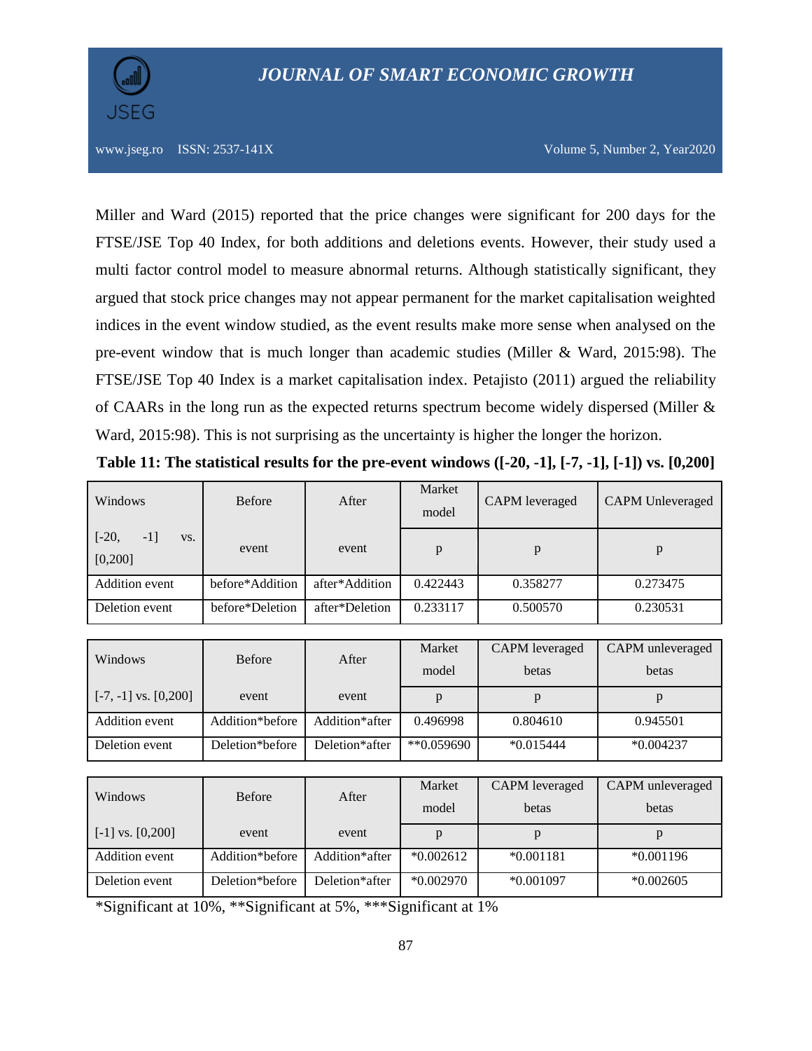Miller and Ward (2015) reported that the price changes were significant for 200 days for the FTSE/JSE Top 40 Index, for both additions and deletions events. However, their study used a multi factor control model to measure abnormal returns. Although statistically significant, they argued that stock price changes may not appear permanent for the market capitalisation weighted indices in the event window studied, as the event results make more sense when analysed on the pre-event window that is much longer than academic studies (Miller & Ward, 2015:98). The FTSE/JSE Top 40 Index is a market capitalisation index. Petajisto (2011) argued the reliability of CAARs in the long run as the expected returns spectrum become widely dispersed (Miller & Ward, 2015:98). This is not surprising as the uncertainty is higher the longer the horizon.

**Table 11: The statistical results for the pre-event windows ([-20, -1], [-7, -1], [-1]) vs. [0,200]**

| Windows | Before | After | Market model | CAPM leveraged | CAPM Unleveraged |
|---|---|---|---|---|---|
| [-20, -1] vs. [0,200] | event | event | p | p | p |
| Addition event | before*Addition | after*Addition | 0.422443 | 0.358277 | 0.273475 |
| Deletion event | before*Deletion | after*Deletion | 0.233117 | 0.500570 | 0.230531 |

| Windows | Before | After | Market model | CAPM leveraged betas | CAPM unleveraged betas |
|---|---|---|---|---|---|
| [-7, -1] vs. [0,200] | event | event | p | p | p |
| Addition event | Addition*before | Addition*after | 0.496998 | 0.804610 | 0.945501 |
| Deletion event | Deletion*before | Deletion*after | **0.059690 | *0.015444 | *0.004237 |

| Windows | Before | After | Market model | CAPM leveraged betas | CAPM unleveraged betas |
|---|---|---|---|---|---|
| [-1] vs. [0,200] | event | event | p | p | p |
| Addition event | Addition*before | Addition*after | *0.002612 | *0.001181 | *0.001196 |
| Deletion event | Deletion*before | Deletion*after | *0.002970 | *0.001097 | *0.002605 |

*Significant at 10%, **Significant at 5%, ***Significant at 1%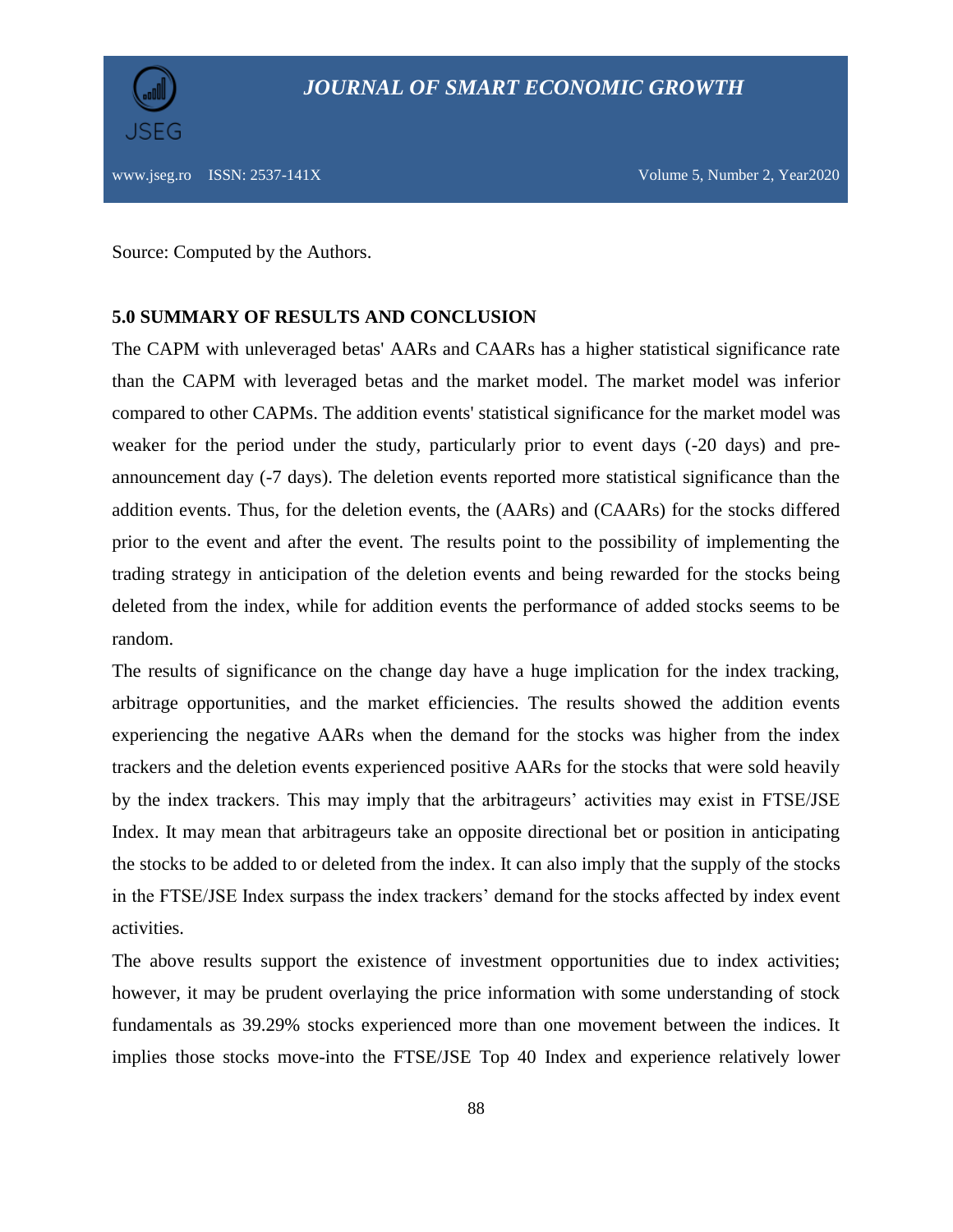Source: Computed by the Authors.

## 5.0 SUMMARY OF RESULTS AND CONCLUSION

The CAPM with unleveraged betas' AARs and CAARs has a higher statistical significance rate than the CAPM with leveraged betas and the market model. The market model was inferior compared to other CAPMs. The addition events' statistical significance for the market model was weaker for the period under the study, particularly prior to event days (-20 days) and pre-announcement day (-7 days). The deletion events reported more statistical significance than the addition events. Thus, for the deletion events, the (AARs) and (CAARs) for the stocks differed prior to the event and after the event. The results point to the possibility of implementing the trading strategy in anticipation of the deletion events and being rewarded for the stocks being deleted from the index, while for addition events the performance of added stocks seems to be random.

The results of significance on the change day have a huge implication for the index tracking, arbitrage opportunities, and the market efficiencies. The results showed the addition events experiencing the negative AARs when the demand for the stocks was higher from the index trackers and the deletion events experienced positive AARs for the stocks that were sold heavily by the index trackers. This may imply that the arbitrageurs' activities may exist in FTSE/JSE Index. It may mean that arbitrageurs take an opposite directional bet or position in anticipating the stocks to be added to or deleted from the index. It can also imply that the supply of the stocks in the FTSE/JSE Index surpass the index trackers' demand for the stocks affected by index event activities.

The above results support the existence of investment opportunities due to index activities; however, it may be prudent overlaying the price information with some understanding of stock fundamentals as 39.29% stocks experienced more than one movement between the indices. It implies those stocks move-into the FTSE/JSE Top 40 Index and experience relatively lower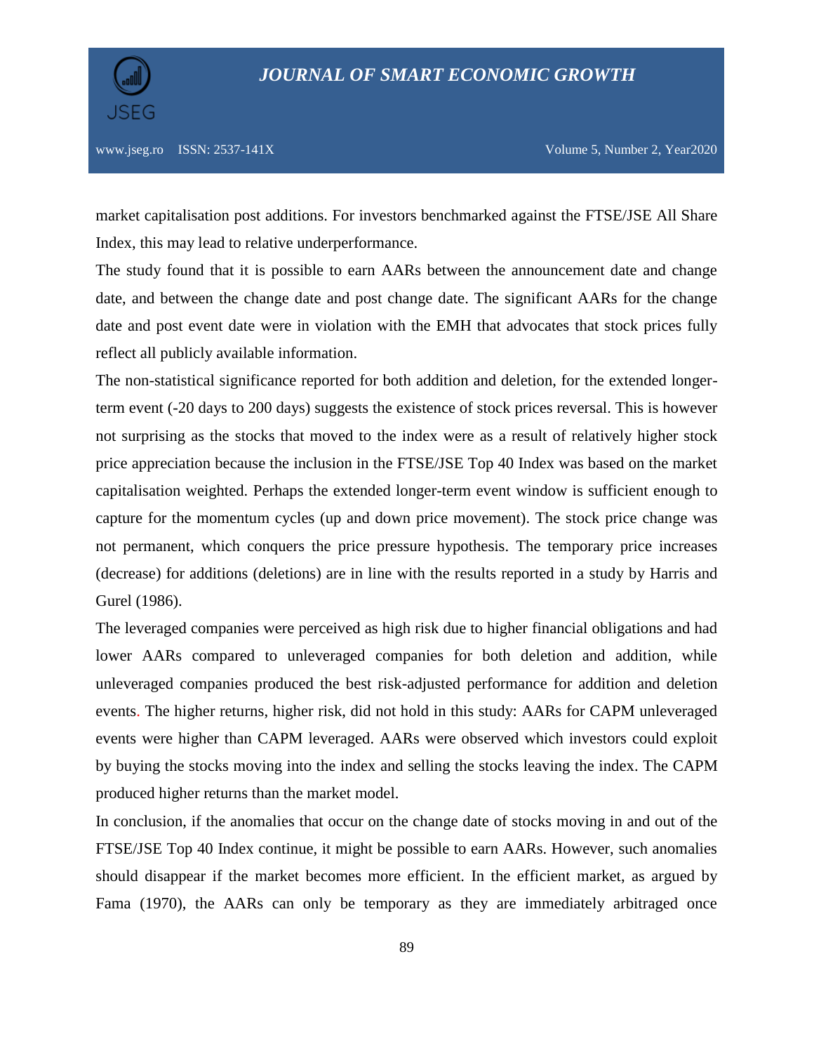market capitalisation post additions. For investors benchmarked against the FTSE/JSE All Share Index, this may lead to relative underperformance.

The study found that it is possible to earn AARs between the announcement date and change date, and between the change date and post change date. The significant AARs for the change date and post event date were in violation with the EMH that advocates that stock prices fully reflect all publicly available information.

The non-statistical significance reported for both addition and deletion, for the extended longer-term event (-20 days to 200 days) suggests the existence of stock prices reversal. This is however not surprising as the stocks that moved to the index were as a result of relatively higher stock price appreciation because the inclusion in the FTSE/JSE Top 40 Index was based on the market capitalisation weighted. Perhaps the extended longer-term event window is sufficient enough to capture for the momentum cycles (up and down price movement). The stock price change was not permanent, which conquers the price pressure hypothesis. The temporary price increases (decrease) for additions (deletions) are in line with the results reported in a study by Harris and Gurel (1986).

The leveraged companies were perceived as high risk due to higher financial obligations and had lower AARs compared to unleveraged companies for both deletion and addition, while unleveraged companies produced the best risk-adjusted performance for addition and deletion events. The higher returns, higher risk, did not hold in this study: AARs for CAPM unleveraged events were higher than CAPM leveraged. AARs were observed which investors could exploit by buying the stocks moving into the index and selling the stocks leaving the index. The CAPM produced higher returns than the market model.

In conclusion, if the anomalies that occur on the change date of stocks moving in and out of the FTSE/JSE Top 40 Index continue, it might be possible to earn AARs. However, such anomalies should disappear if the market becomes more efficient. In the efficient market, as argued by Fama (1970), the AARs can only be temporary as they are immediately arbitraged once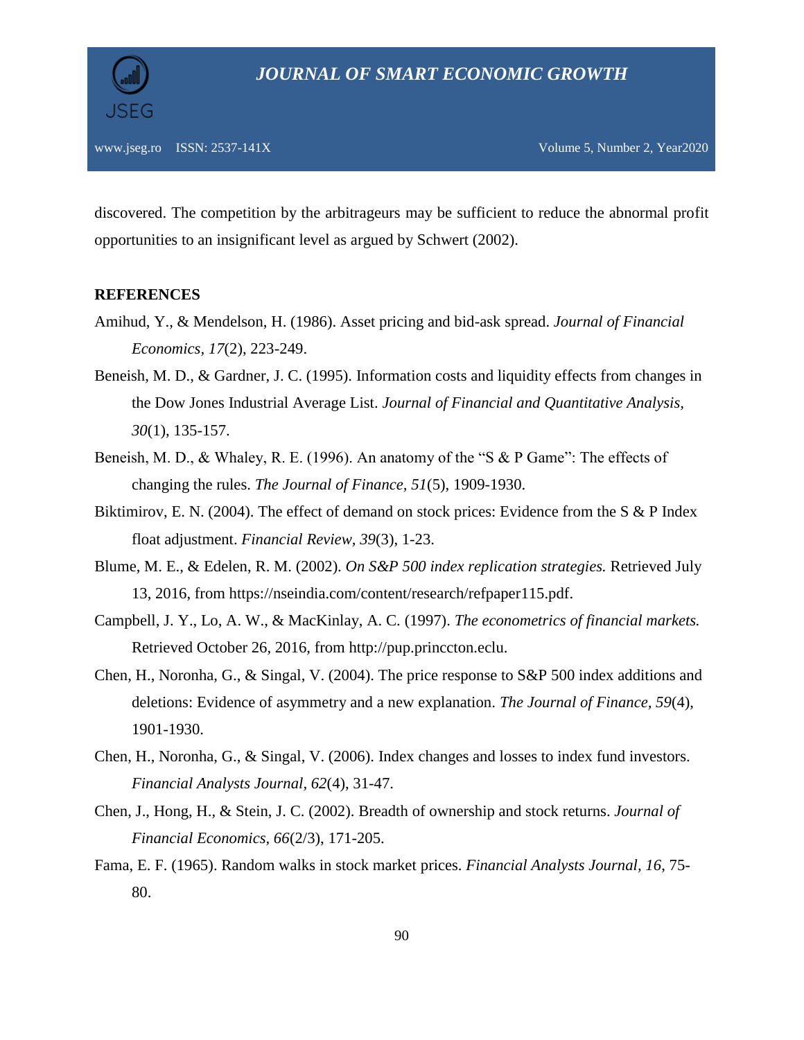discovered. The competition by the arbitrageurs may be sufficient to reduce the abnormal profit opportunities to an insignificant level as argued by Schwert (2002).

**REFERENCES**

Amihud, Y., & Mendelson, H. (1986). Asset pricing and bid-ask spread. *Journal of Financial Economics, 17*(2), 223-249.

Beneish, M. D., & Gardner, J. C. (1995). Information costs and liquidity effects from changes in the Dow Jones Industrial Average List. *Journal of Financial and Quantitative Analysis, 30*(1), 135-157.

Beneish, M. D., & Whaley, R. E. (1996). An anatomy of the "S & P Game": The effects of changing the rules. *The Journal of Finance, 51*(5), 1909-1930.

Biktimirov, E. N. (2004). The effect of demand on stock prices: Evidence from the S & P Index float adjustment. *Financial Review, 39*(3), 1-23.

Blume, M. E., & Edelen, R. M. (2002). *On S&P 500 index replication strategies.* Retrieved July 13, 2016, from https://nseindia.com/content/research/refpaper115.pdf.

Campbell, J. Y., Lo, A. W., & MacKinlay, A. C. (1997). *The econometrics of financial markets.* Retrieved October 26, 2016, from http://pup.princcton.eclu.

Chen, H., Noronha, G., & Singal, V. (2004). The price response to S&P 500 index additions and deletions: Evidence of asymmetry and a new explanation. *The Journal of Finance, 59*(4), 1901-1930.

Chen, H., Noronha, G., & Singal, V. (2006). Index changes and losses to index fund investors. *Financial Analysts Journal, 62*(4), 31-47.

Chen, J., Hong, H., & Stein, J. C. (2002). Breadth of ownership and stock returns. *Journal of Financial Economics, 66*(2/3), 171-205.

Fama, E. F. (1965). Random walks in stock market prices. *Financial Analysts Journal, 16*, 75-80.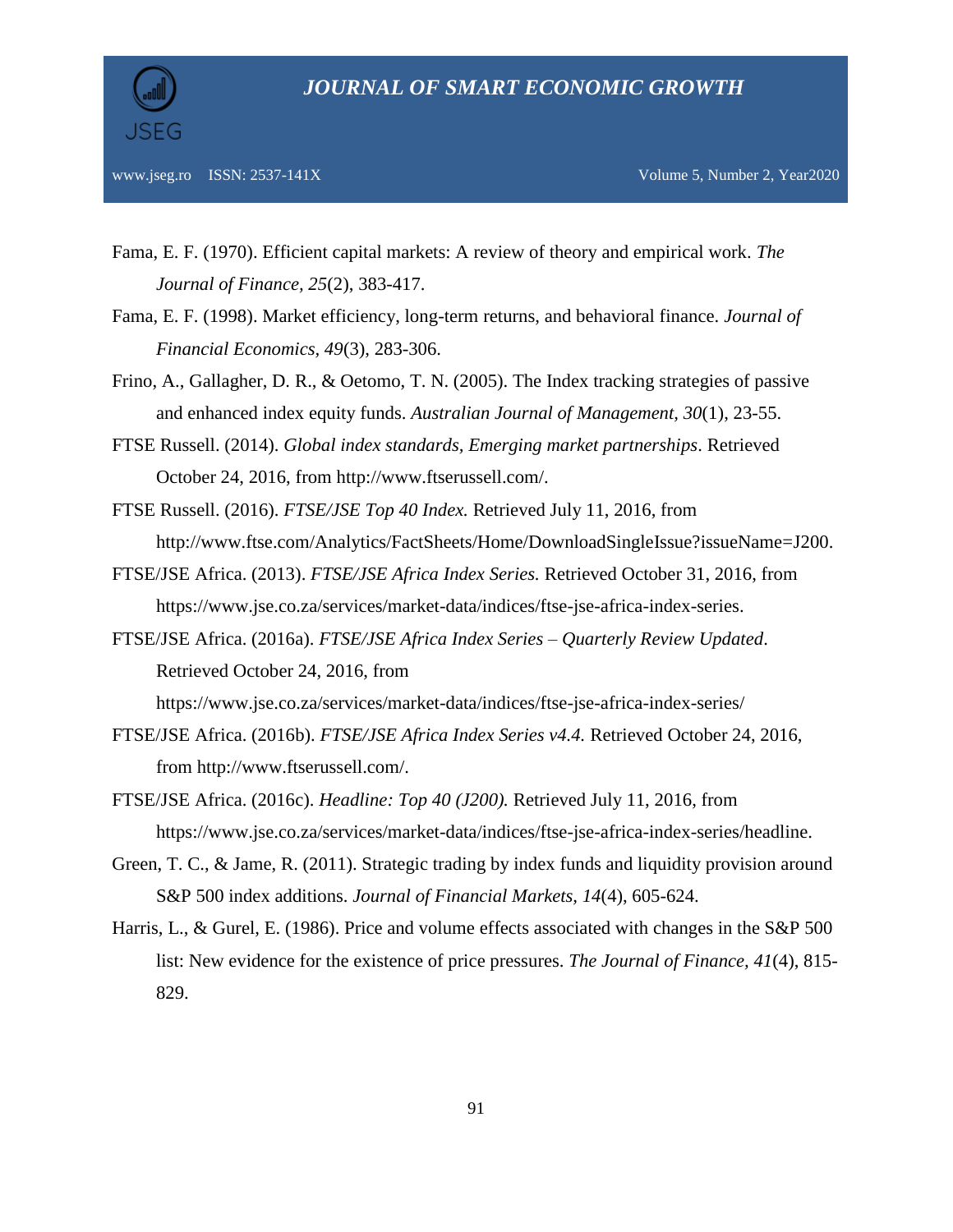Fama, E. F. (1970). Efficient capital markets: A review of theory and empirical work. *The Journal of Finance, 25*(2), 383-417.

Fama, E. F. (1998). Market efficiency, long-term returns, and behavioral finance. *Journal of Financial Economics, 49*(3), 283-306.

Frino, A., Gallagher, D. R., & Oetomo, T. N. (2005). The Index tracking strategies of passive and enhanced index equity funds. *Australian Journal of Management, 30*(1), 23-55.

FTSE Russell. (2014). *Global index standards, Emerging market partnerships*. Retrieved October 24, 2016, from http://www.ftserussell.com/.

FTSE Russell. (2016). *FTSE/JSE Top 40 Index.* Retrieved July 11, 2016, from http://www.ftse.com/Analytics/FactSheets/Home/DownloadSingleIssue?issueName=J200.

FTSE/JSE Africa. (2013). *FTSE/JSE Africa Index Series.* Retrieved October 31, 2016, from https://www.jse.co.za/services/market-data/indices/ftse-jse-africa-index-series.

FTSE/JSE Africa. (2016a). *FTSE/JSE Africa Index Series – Quarterly Review Updated*. Retrieved October 24, 2016, from https://www.jse.co.za/services/market-data/indices/ftse-jse-africa-index-series/

FTSE/JSE Africa. (2016b). *FTSE/JSE Africa Index Series v4.4.* Retrieved October 24, 2016, from http://www.ftserussell.com/.

FTSE/JSE Africa. (2016c). *Headline: Top 40 (J200).* Retrieved July 11, 2016, from https://www.jse.co.za/services/market-data/indices/ftse-jse-africa-index-series/headline.

Green, T. C., & Jame, R. (2011). Strategic trading by index funds and liquidity provision around S&P 500 index additions. *Journal of Financial Markets, 14*(4), 605-624.

Harris, L., & Gurel, E. (1986). Price and volume effects associated with changes in the S&P 500 list: New evidence for the existence of price pressures. *The Journal of Finance, 41*(4), 815-829.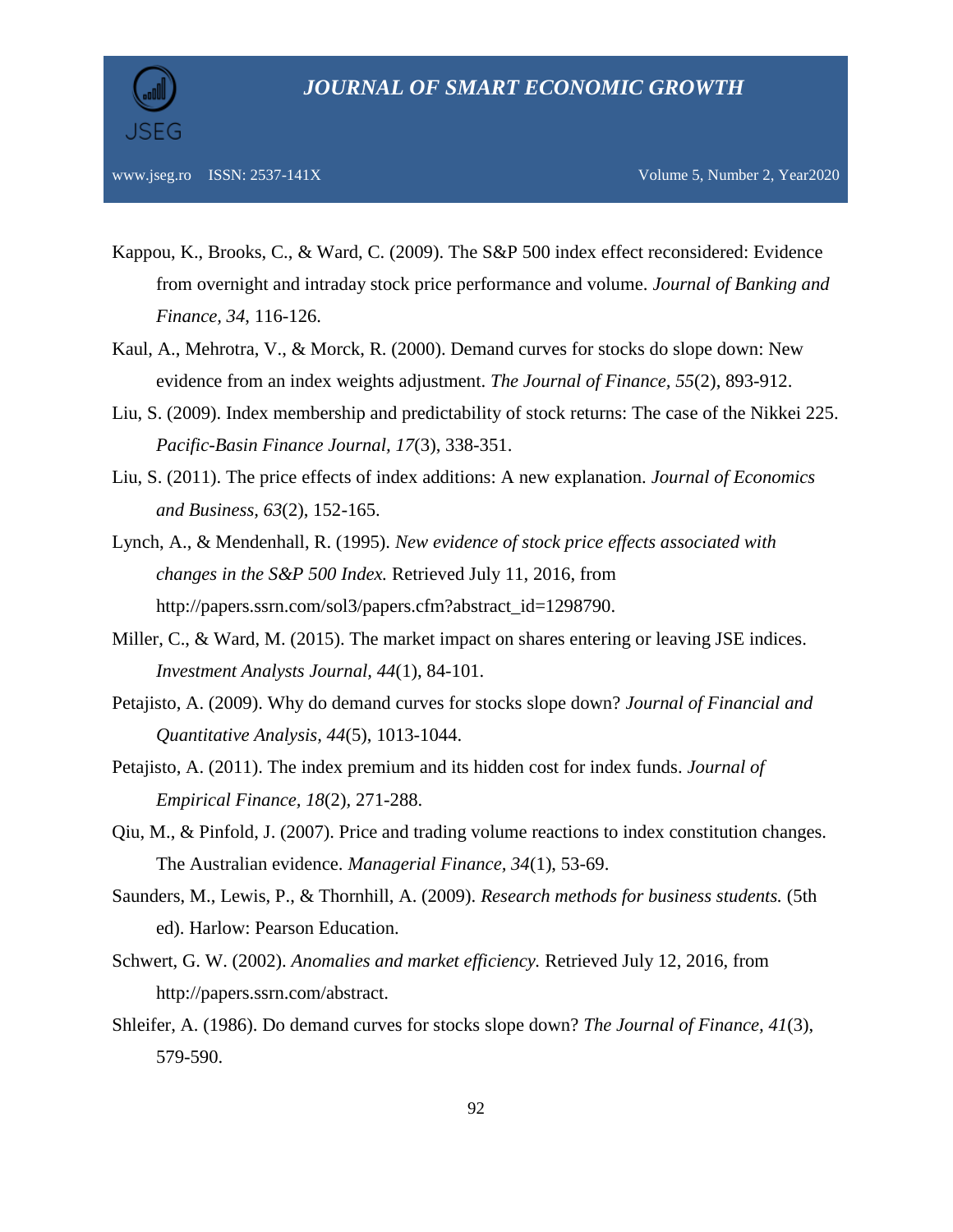Kappou, K., Brooks, C., & Ward, C. (2009). The S&P 500 index effect reconsidered: Evidence from overnight and intraday stock price performance and volume. *Journal of Banking and Finance, 34*, 116-126.

Kaul, A., Mehrotra, V., & Morck, R. (2000). Demand curves for stocks do slope down: New evidence from an index weights adjustment. *The Journal of Finance, 55*(2), 893-912.

Liu, S. (2009). Index membership and predictability of stock returns: The case of the Nikkei 225. *Pacific-Basin Finance Journal, 17*(3), 338-351.

Liu, S. (2011). The price effects of index additions: A new explanation. *Journal of Economics and Business, 63*(2), 152-165.

Lynch, A., & Mendenhall, R. (1995). *New evidence of stock price effects associated with changes in the S&P 500 Index.* Retrieved July 11, 2016, from http://papers.ssrn.com/sol3/papers.cfm?abstract_id=1298790.

Miller, C., & Ward, M. (2015). The market impact on shares entering or leaving JSE indices. *Investment Analysts Journal, 44*(1), 84-101.

Petajisto, A. (2009). Why do demand curves for stocks slope down? *Journal of Financial and Quantitative Analysis, 44*(5), 1013-1044.

Petajisto, A. (2011). The index premium and its hidden cost for index funds. *Journal of Empirical Finance, 18*(2), 271-288.

Qiu, M., & Pinfold, J. (2007). Price and trading volume reactions to index constitution changes. The Australian evidence. *Managerial Finance, 34*(1), 53-69.

Saunders, M., Lewis, P., & Thornhill, A. (2009). *Research methods for business students.* (5th ed). Harlow: Pearson Education.

Schwert, G. W. (2002). *Anomalies and market efficiency.* Retrieved July 12, 2016, from http://papers.ssrn.com/abstract.

Shleifer, A. (1986). Do demand curves for stocks slope down? *The Journal of Finance, 41*(3), 579-590.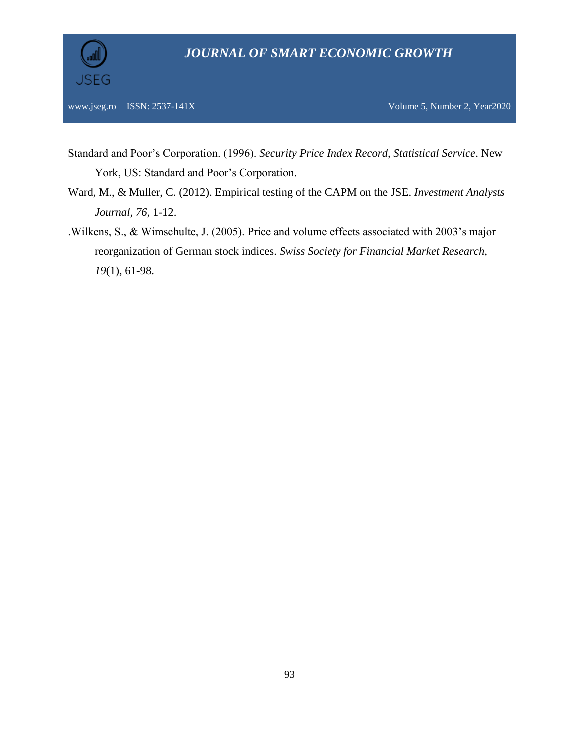Standard and Poor's Corporation. (1996). *Security Price Index Record, Statistical Service*. New York, US: Standard and Poor's Corporation.

Ward, M., & Muller, C. (2012). Empirical testing of the CAPM on the JSE. *Investment Analysts Journal, 76*, 1-12.

.Wilkens, S., & Wimschulte, J. (2005). Price and volume effects associated with 2003's major reorganization of German stock indices. *Swiss Society for Financial Market Research, 19*(1), 61-98.